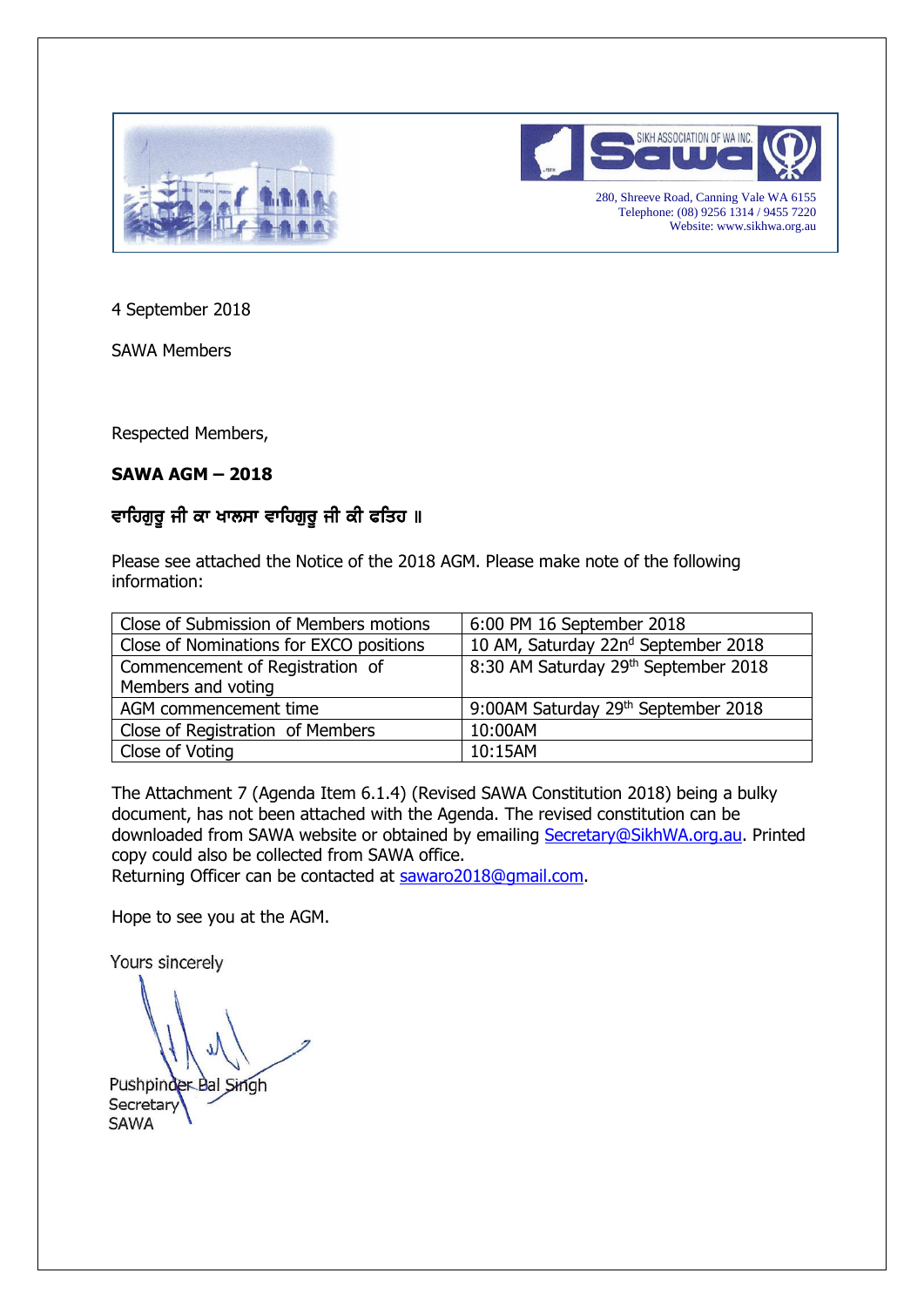SIKH ASSOCIATION OF WA INC.

280, Shreeve Road, Canning Vale WA 6155
Telephone: (08) 9256 1314 / 9455 7220
Website: www.sikhwa.org.au

4 September 2018

SAWA Members

Respected Members,

**SAWA AGM – 2018**

**ਵਾਹਿਗੁਰੂ ਜੀ ਕਾ ਖਾਲਸਾ ਵਾਹਿਗੁਰੂ ਜੀ ਕੀ ਫਤਿਹ ॥**

Please see attached the Notice of the 2018 AGM. Please make note of the following information:

| Close of Submission of Members motions | 6:00 PM 16 September 2018 |
|---|---|
| Close of Nominations for EXCO positions | 10 AM, Saturday 22nd September 2018 |
| Commencement of Registration of Members and voting | 8:30 AM Saturday 29th September 2018 |
| AGM commencement time | 9:00AM Saturday 29th September 2018 |
| Close of Registration of Members | 10:00AM |
| Close of Voting | 10:15AM |

The Attachment 7 (Agenda Item 6.1.4) (Revised SAWA Constitution 2018) being a bulky document, has not been attached with the Agenda. The revised constitution can be downloaded from SAWA website or obtained by emailing Secretary@SikhWA.org.au. Printed copy could also be collected from SAWA office.
Returning Officer can be contacted at sawaro2018@gmail.com.

Hope to see you at the AGM.

Yours sincerely

Pushpinder Bal Singh
Secretary
SAWA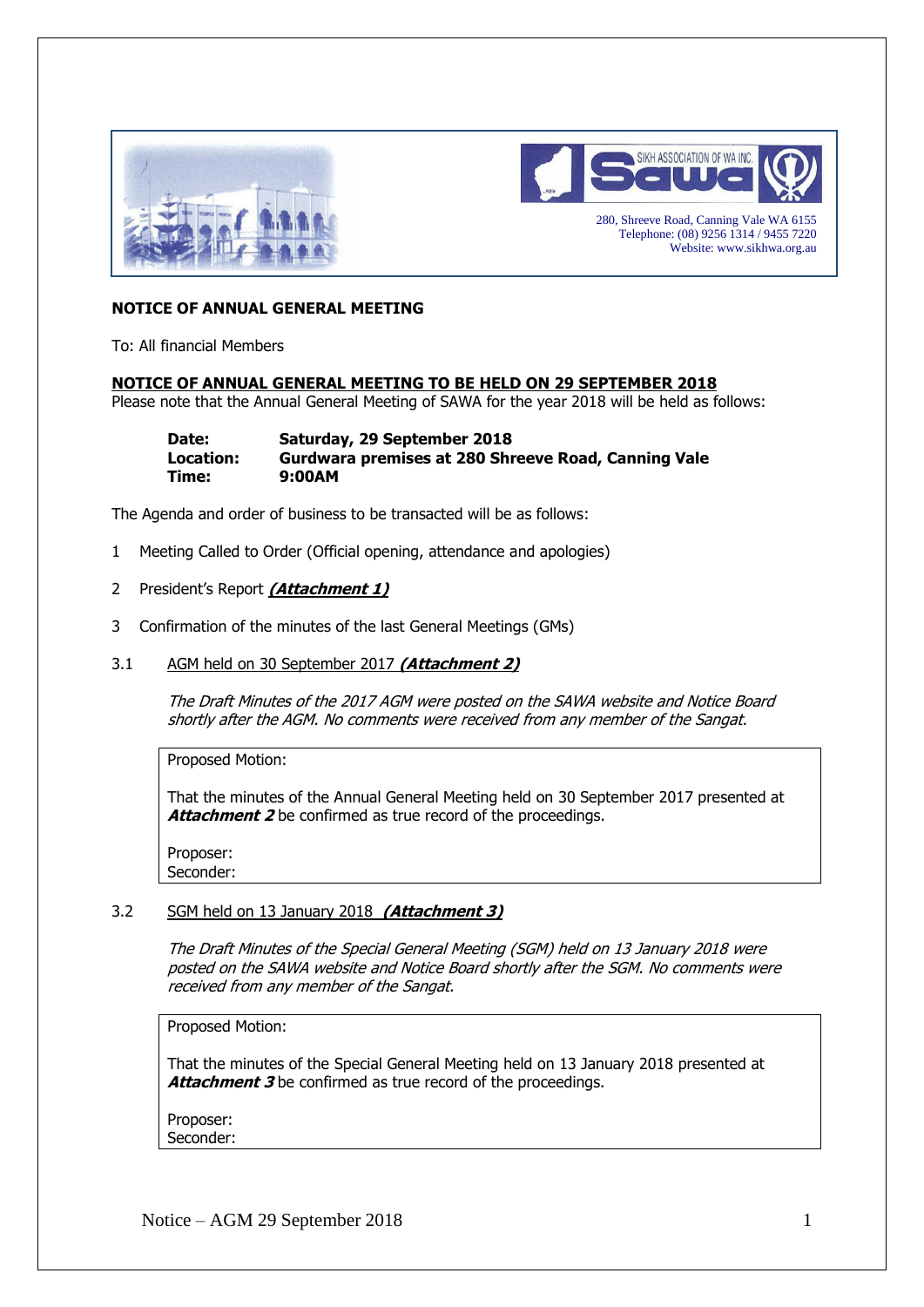280, Shreeve Road, Canning Vale WA 6155
Telephone: (08) 9256 1314 / 9455 7220
Website: www.sikhwa.org.au

**NOTICE OF ANNUAL GENERAL MEETING**

To: All financial Members

**NOTICE OF ANNUAL GENERAL MEETING TO BE HELD ON 29 SEPTEMBER 2018**

Please note that the Annual General Meeting of SAWA for the year 2018 will be held as follows:

**Date:** **Saturday, 29 September 2018**
**Location:** **Gurdwara premises at 280 Shreeve Road, Canning Vale**
**Time:** **9:00AM**

The Agenda and order of business to be transacted will be as follows:

1 Meeting Called to Order (Official opening, attendance and apologies)

2 President's Report ***(Attachment 1)***

3 Confirmation of the minutes of the last General Meetings (GMs)

3.1 AGM held on 30 September 2017 ***(Attachment 2)***

*The Draft Minutes of the 2017 AGM were posted on the SAWA website and Notice Board shortly after the AGM. No comments were received from any member of the Sangat.*

> Proposed Motion:
>
> That the minutes of the Annual General Meeting held on 30 September 2017 presented at ***Attachment 2*** be confirmed as true record of the proceedings.
>
> Proposer:
> Seconder:

3.2 SGM held on 13 January 2018 ***(Attachment 3)***

*The Draft Minutes of the Special General Meeting (SGM) held on 13 January 2018 were posted on the SAWA website and Notice Board shortly after the SGM. No comments were received from any member of the Sangat.*

> Proposed Motion:
>
> That the minutes of the Special General Meeting held on 13 January 2018 presented at ***Attachment 3*** be confirmed as true record of the proceedings.
>
> Proposer:
> Seconder: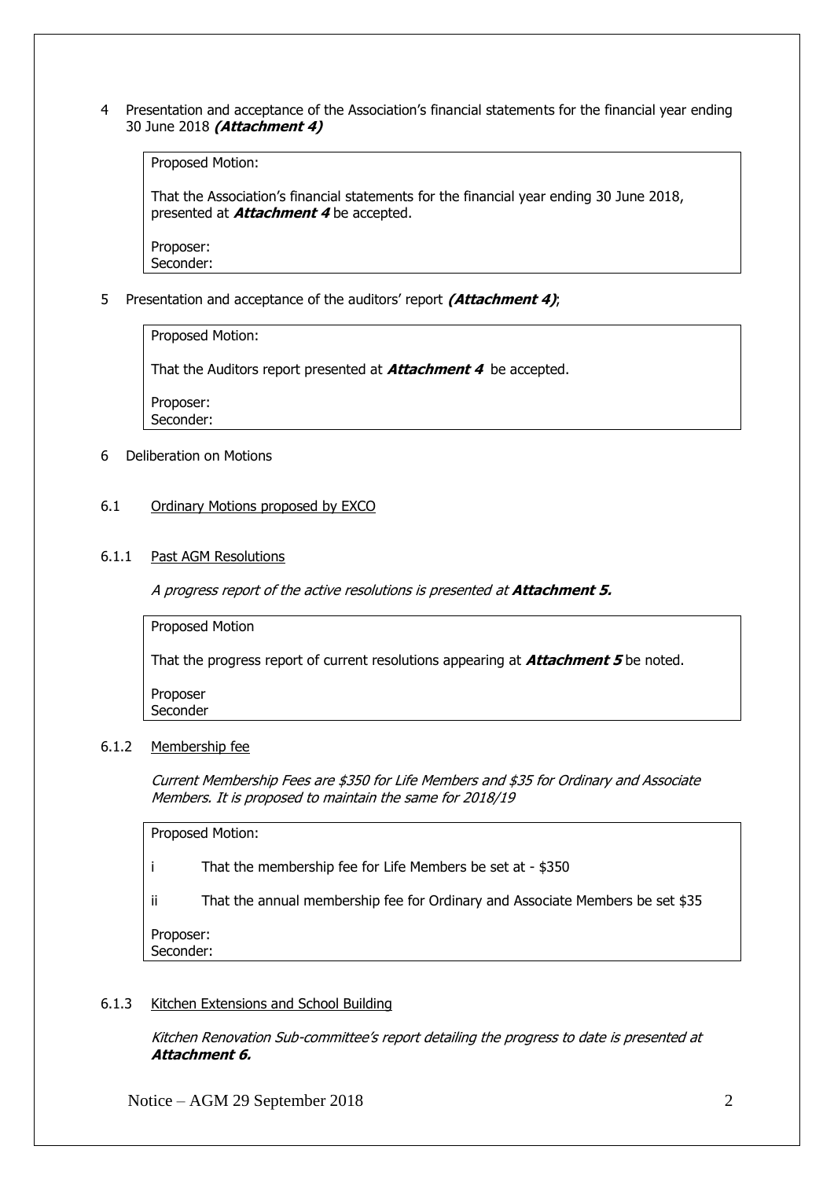4 Presentation and acceptance of the Association's financial statements for the financial year ending 30 June 2018 ***(Attachment 4)***

> Proposed Motion:
>
> That the Association's financial statements for the financial year ending 30 June 2018, presented at ***Attachment 4*** be accepted.
>
> Proposer:
> Seconder:

5 Presentation and acceptance of the auditors' report ***(Attachment 4)***;

> Proposed Motion:
>
> That the Auditors report presented at ***Attachment 4*** be accepted.
>
> Proposer:
> Seconder:

6 Deliberation on Motions

6.1 Ordinary Motions proposed by EXCO

6.1.1 Past AGM Resolutions

*A progress report of the active resolutions is presented at **Attachment 5.***

> Proposed Motion
>
> That the progress report of current resolutions appearing at ***Attachment 5*** be noted.
>
> Proposer
> Seconder

6.1.2 Membership fee

*Current Membership Fees are $350 for Life Members and $35 for Ordinary and Associate Members. It is proposed to maintain the same for 2018/19*

> Proposed Motion:
>
> i That the membership fee for Life Members be set at - $350
>
> ii That the annual membership fee for Ordinary and Associate Members be set $35
>
> Proposer:
> Seconder:

6.1.3 Kitchen Extensions and School Building

*Kitchen Renovation Sub-committee's report detailing the progress to date is presented at **Attachment 6.***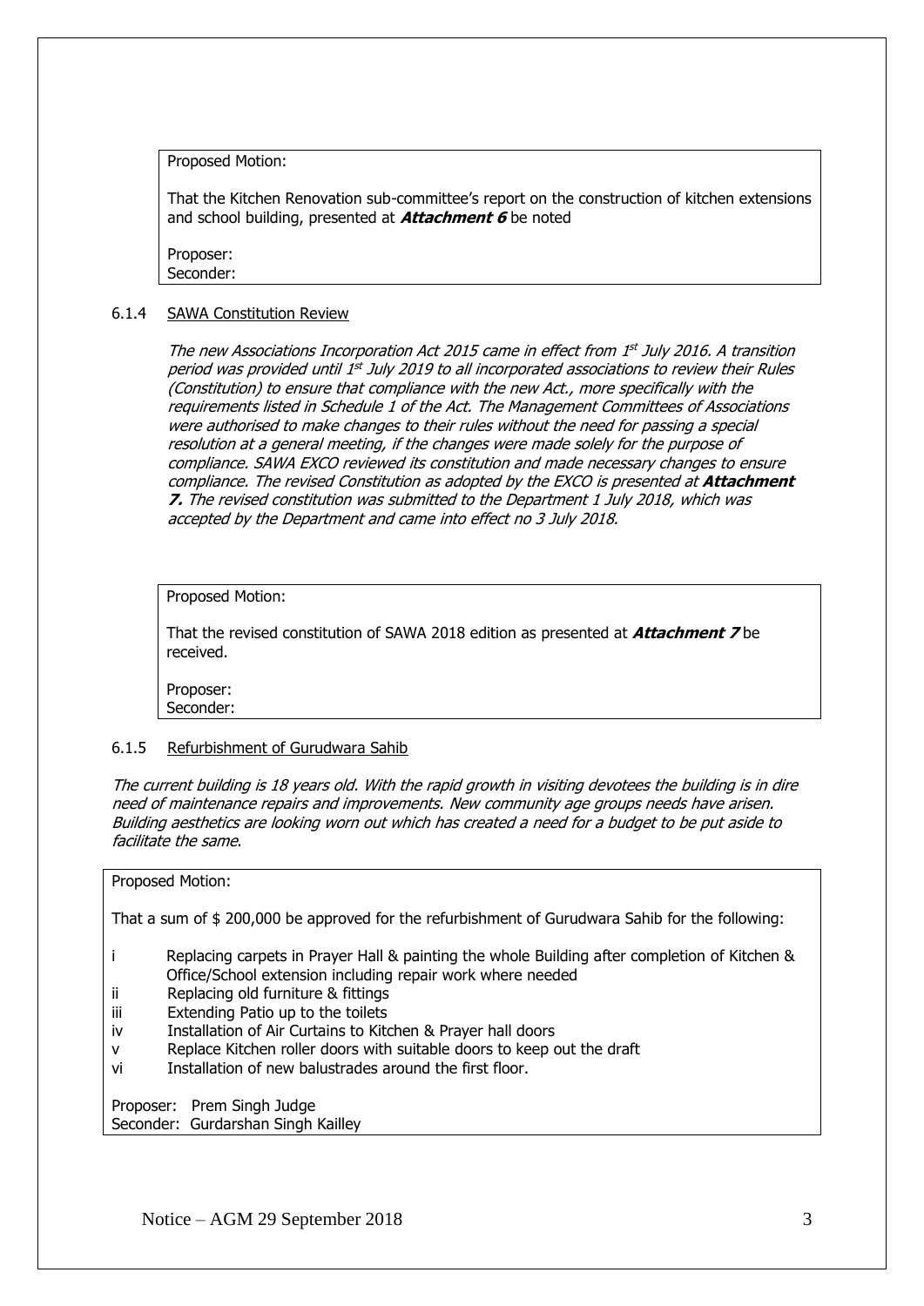Proposed Motion:

That the Kitchen Renovation sub-committee's report on the construction of kitchen extensions and school building, presented at ***Attachment 6*** be noted

Proposer:
Seconder:

### 6.1.4 SAWA Constitution Review

*The new Associations Incorporation Act 2015 came in effect from 1st July 2016. A transition period was provided until 1st July 2019 to all incorporated associations to review their Rules (Constitution) to ensure that compliance with the new Act., more specifically with the requirements listed in Schedule 1 of the Act. The Management Committees of Associations were authorised to make changes to their rules without the need for passing a special resolution at a general meeting, if the changes were made solely for the purpose of compliance. SAWA EXCO reviewed its constitution and made necessary changes to ensure compliance. The revised Constitution as adopted by the EXCO is presented at **Attachment 7.** The revised constitution was submitted to the Department 1 July 2018, which was accepted by the Department and came into effect no 3 July 2018.*

Proposed Motion:

That the revised constitution of SAWA 2018 edition as presented at ***Attachment 7*** be received.

Proposer:
Seconder:

### 6.1.5 Refurbishment of Gurudwara Sahib

*The current building is 18 years old. With the rapid growth in visiting devotees the building is in dire need of maintenance repairs and improvements. New community age groups needs have arisen. Building aesthetics are looking worn out which has created a need for a budget to be put aside to facilitate the same.*

Proposed Motion:

That a sum of $ 200,000 be approved for the refurbishment of Gurudwara Sahib for the following:

- i Replacing carpets in Prayer Hall & painting the whole Building after completion of Kitchen & Office/School extension including repair work where needed
- ii Replacing old furniture & fittings
- iii Extending Patio up to the toilets
- iv Installation of Air Curtains to Kitchen & Prayer hall doors
- v Replace Kitchen roller doors with suitable doors to keep out the draft
- vi Installation of new balustrades around the first floor.

Proposer: Prem Singh Judge
Seconder: Gurdarshan Singh Kailley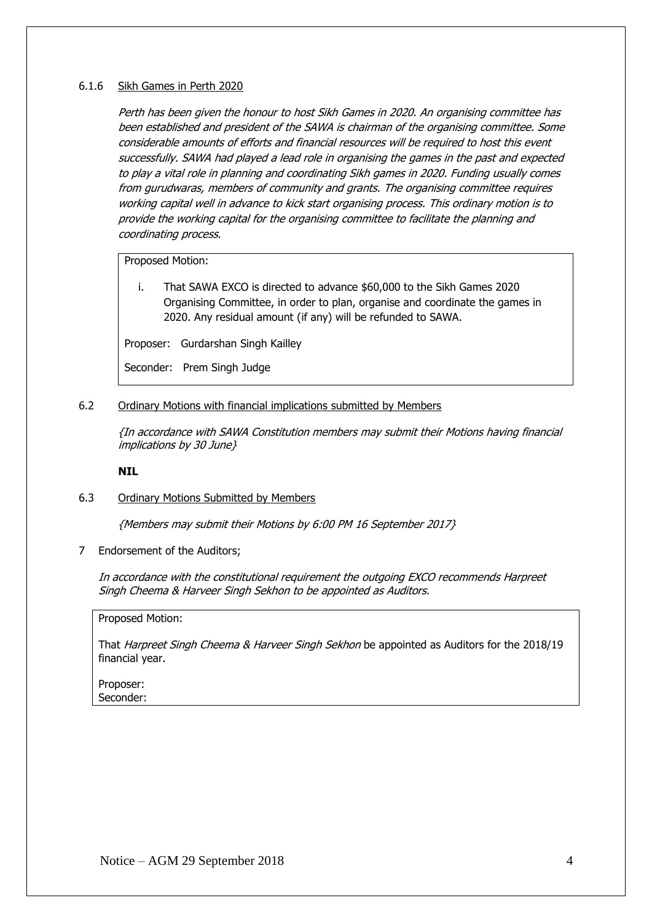#### 6.1.6 Sikh Games in Perth 2020

*Perth has been given the honour to host Sikh Games in 2020. An organising committee has been established and president of the SAWA is chairman of the organising committee. Some considerable amounts of efforts and financial resources will be required to host this event successfully. SAWA had played a lead role in organising the games in the past and expected to play a vital role in planning and coordinating Sikh games in 2020. Funding usually comes from gurudwaras, members of community and grants. The organising committee requires working capital well in advance to kick start organising process. This ordinary motion is to provide the working capital for the organising committee to facilitate the planning and coordinating process.*

Proposed Motion:

i. That SAWA EXCO is directed to advance $60,000 to the Sikh Games 2020 Organising Committee, in order to plan, organise and coordinate the games in 2020. Any residual amount (if any) will be refunded to SAWA.

Proposer: Gurdarshan Singh Kailley

Seconder: Prem Singh Judge

### 6.2 Ordinary Motions with financial implications submitted by Members

*{In accordance with SAWA Constitution members may submit their Motions having financial implications by 30 June}*

**NIL**

### 6.3 Ordinary Motions Submitted by Members

*{Members may submit their Motions by 6:00 PM 16 September 2017}*

## 7 Endorsement of the Auditors;

*In accordance with the constitutional requirement the outgoing EXCO recommends Harpreet Singh Cheema & Harveer Singh Sekhon to be appointed as Auditors.*

Proposed Motion:

That *Harpreet Singh Cheema & Harveer Singh Sekhon* be appointed as Auditors for the 2018/19 financial year.

Proposer:
Seconder: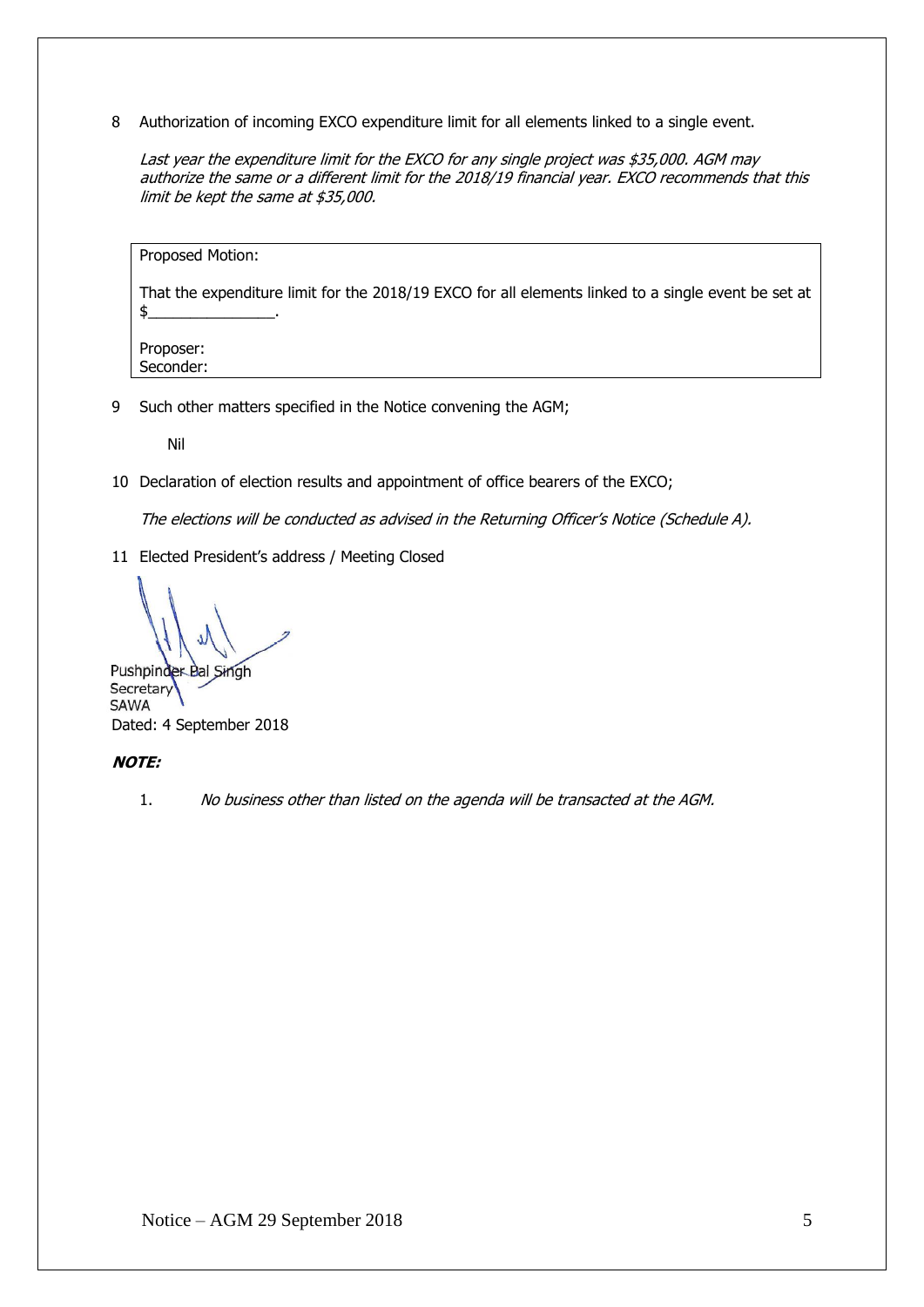8 Authorization of incoming EXCO expenditure limit for all elements linked to a single event.

*Last year the expenditure limit for the EXCO for any single project was $35,000. AGM may authorize the same or a different limit for the 2018/19 financial year. EXCO recommends that this limit be kept the same at $35,000.*

| Proposed Motion:<br><br>That the expenditure limit for the 2018/19 EXCO for all elements linked to a single event be set at $_______________.<br><br>Proposer:<br>Seconder: |
|---|

9 Such other matters specified in the Notice convening the AGM;

Nil

10 Declaration of election results and appointment of office bearers of the EXCO;

*The elections will be conducted as advised in the Returning Officer's Notice (Schedule A).*

11 Elected President's address / Meeting Closed

Pushpinder Bal Singh
Secretary
SAWA
Dated: 4 September 2018

***NOTE:***

1. *No business other than listed on the agenda will be transacted at the AGM.*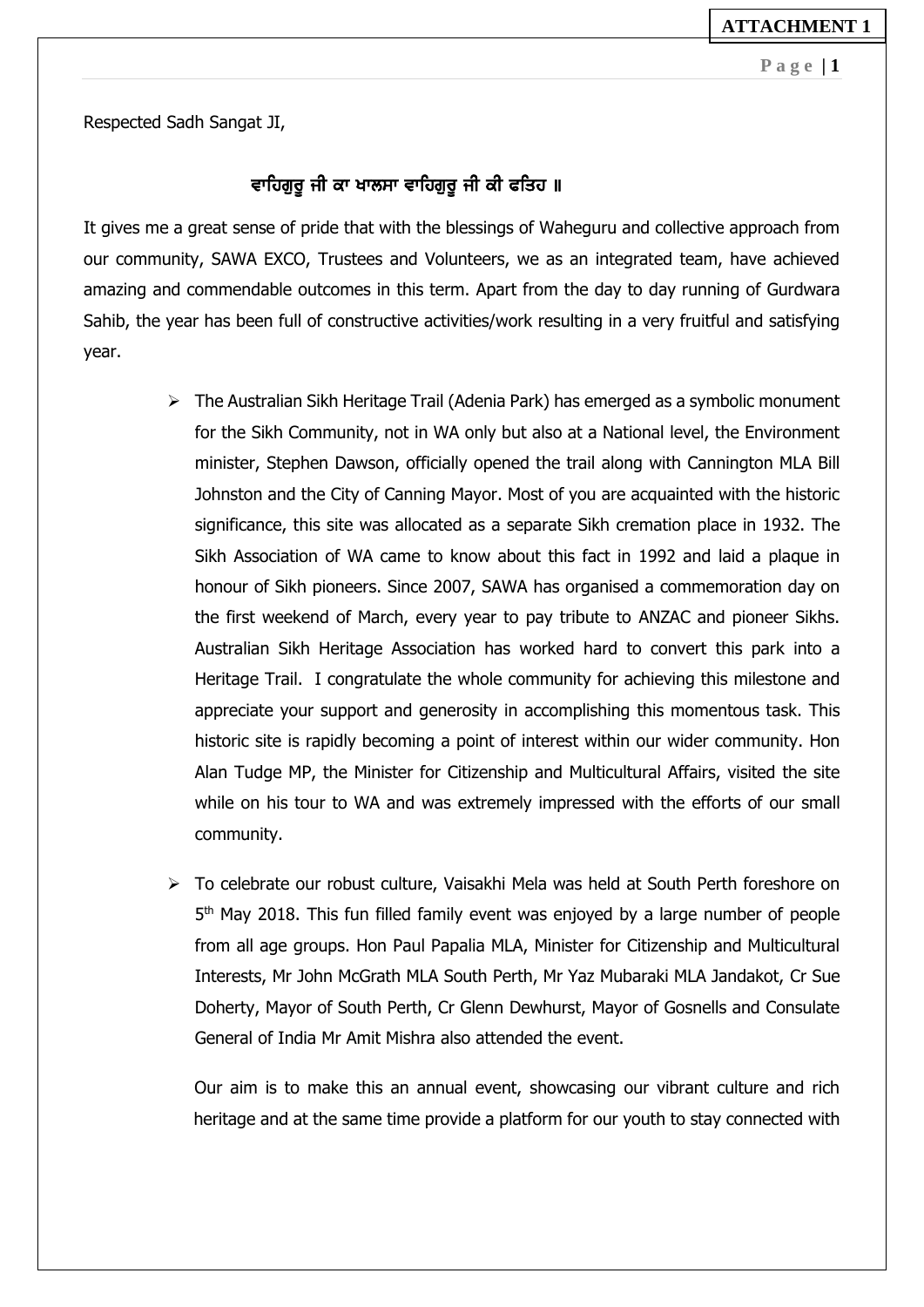**ATTACHMENT 1**

Respected Sadh Sangat JI,

ਵਾਹਿਗੁਰੂ ਜੀ ਕਾ ਖਾਲਸਾ ਵਾਹਿਗੁਰੂ ਜੀ ਕੀ ਫਤਿਹ ॥

It gives me a great sense of pride that with the blessings of Waheguru and collective approach from our community, SAWA EXCO, Trustees and Volunteers, we as an integrated team, have achieved amazing and commendable outcomes in this term. Apart from the day to day running of Gurdwara Sahib, the year has been full of constructive activities/work resulting in a very fruitful and satisfying year.

- The Australian Sikh Heritage Trail (Adenia Park) has emerged as a symbolic monument for the Sikh Community, not in WA only but also at a National level, the Environment minister, Stephen Dawson, officially opened the trail along with Cannington MLA Bill Johnston and the City of Canning Mayor. Most of you are acquainted with the historic significance, this site was allocated as a separate Sikh cremation place in 1932. The Sikh Association of WA came to know about this fact in 1992 and laid a plaque in honour of Sikh pioneers. Since 2007, SAWA has organised a commemoration day on the first weekend of March, every year to pay tribute to ANZAC and pioneer Sikhs. Australian Sikh Heritage Association has worked hard to convert this park into a Heritage Trail. I congratulate the whole community for achieving this milestone and appreciate your support and generosity in accomplishing this momentous task. This historic site is rapidly becoming a point of interest within our wider community. Hon Alan Tudge MP, the Minister for Citizenship and Multicultural Affairs, visited the site while on his tour to WA and was extremely impressed with the efforts of our small community.

- To celebrate our robust culture, Vaisakhi Mela was held at South Perth foreshore on 5th May 2018. This fun filled family event was enjoyed by a large number of people from all age groups. Hon Paul Papalia MLA, Minister for Citizenship and Multicultural Interests, Mr John McGrath MLA South Perth, Mr Yaz Mubaraki MLA Jandakot, Cr Sue Doherty, Mayor of South Perth, Cr Glenn Dewhurst, Mayor of Gosnells and Consulate General of India Mr Amit Mishra also attended the event.

  Our aim is to make this an annual event, showcasing our vibrant culture and rich heritage and at the same time provide a platform for our youth to stay connected with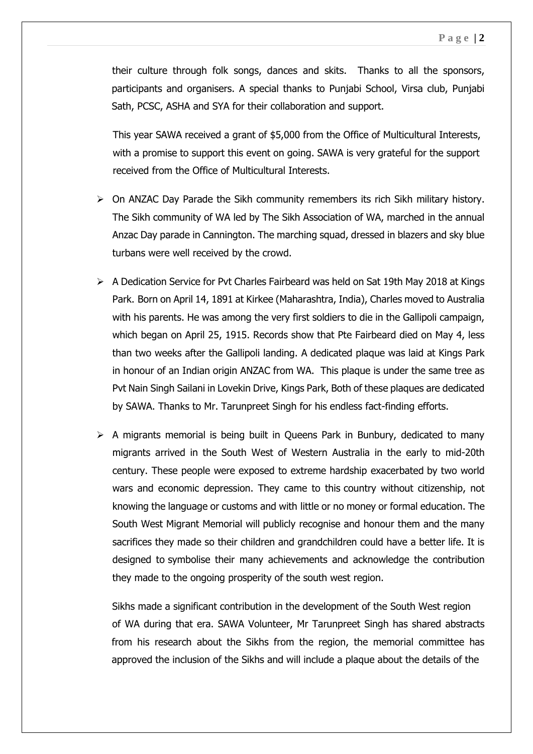their culture through folk songs, dances and skits. Thanks to all the sponsors, participants and organisers. A special thanks to Punjabi School, Virsa club, Punjabi Sath, PCSC, ASHA and SYA for their collaboration and support.

This year SAWA received a grant of $5,000 from the Office of Multicultural Interests, with a promise to support this event on going. SAWA is very grateful for the support received from the Office of Multicultural Interests.

- On ANZAC Day Parade the Sikh community remembers its rich Sikh military history. The Sikh community of WA led by The Sikh Association of WA, marched in the annual Anzac Day parade in Cannington. The marching squad, dressed in blazers and sky blue turbans were well received by the crowd.

- A Dedication Service for Pvt Charles Fairbeard was held on Sat 19th May 2018 at Kings Park. Born on April 14, 1891 at Kirkee (Maharashtra, India), Charles moved to Australia with his parents. He was among the very first soldiers to die in the Gallipoli campaign, which began on April 25, 1915. Records show that Pte Fairbeard died on May 4, less than two weeks after the Gallipoli landing. A dedicated plaque was laid at Kings Park in honour of an Indian origin ANZAC from WA. This plaque is under the same tree as Pvt Nain Singh Sailani in Lovekin Drive, Kings Park, Both of these plaques are dedicated by SAWA. Thanks to Mr. Tarunpreet Singh for his endless fact-finding efforts.

- A migrants memorial is being built in Queens Park in Bunbury, dedicated to many migrants arrived in the South West of Western Australia in the early to mid-20th century. These people were exposed to extreme hardship exacerbated by two world wars and economic depression. They came to this country without citizenship, not knowing the language or customs and with little or no money or formal education. The South West Migrant Memorial will publicly recognise and honour them and the many sacrifices they made so their children and grandchildren could have a better life. It is designed to symbolise their many achievements and acknowledge the contribution they made to the ongoing prosperity of the south west region.

  Sikhs made a significant contribution in the development of the South West region of WA during that era. SAWA Volunteer, Mr Tarunpreet Singh has shared abstracts from his research about the Sikhs from the region, the memorial committee has approved the inclusion of the Sikhs and will include a plaque about the details of the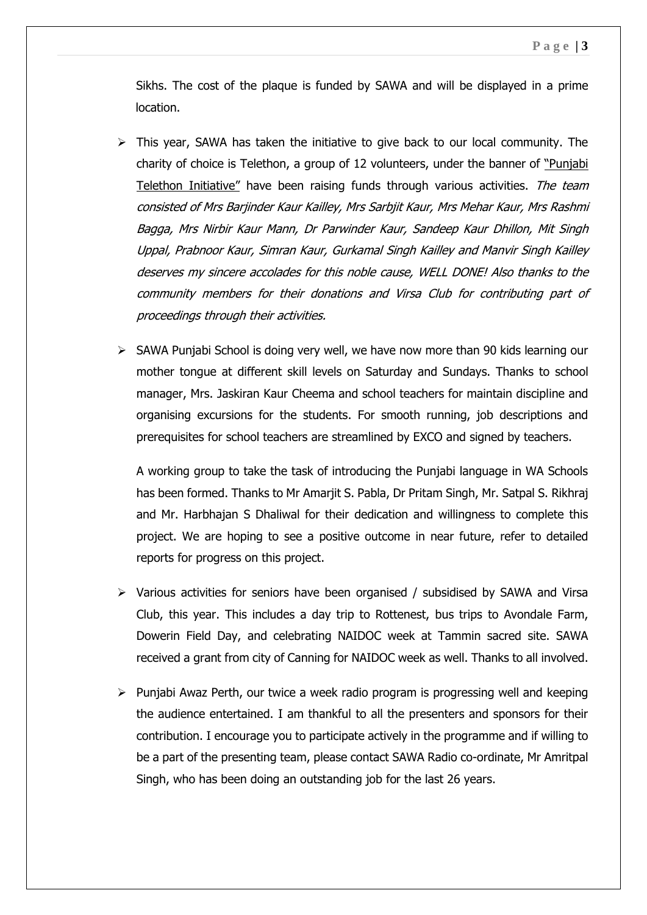Sikhs. The cost of the plaque is funded by SAWA and will be displayed in a prime location.

- This year, SAWA has taken the initiative to give back to our local community. The charity of choice is Telethon, a group of 12 volunteers, under the banner of "Punjabi Telethon Initiative" have been raising funds through various activities. *The team consisted of Mrs Barjinder Kaur Kailley, Mrs Sarbjit Kaur, Mrs Mehar Kaur, Mrs Rashmi Bagga, Mrs Nirbir Kaur Mann, Dr Parwinder Kaur, Sandeep Kaur Dhillon, Mit Singh Uppal, Prabnoor Kaur, Simran Kaur, Gurkamal Singh Kailley and Manvir Singh Kailley deserves my sincere accolades for this noble cause, WELL DONE! Also thanks to the community members for their donations and Virsa Club for contributing part of proceedings through their activities.*

- SAWA Punjabi School is doing very well, we have now more than 90 kids learning our mother tongue at different skill levels on Saturday and Sundays. Thanks to school manager, Mrs. Jaskiran Kaur Cheema and school teachers for maintain discipline and organising excursions for the students. For smooth running, job descriptions and prerequisites for school teachers are streamlined by EXCO and signed by teachers.

  A working group to take the task of introducing the Punjabi language in WA Schools has been formed. Thanks to Mr Amarjit S. Pabla, Dr Pritam Singh, Mr. Satpal S. Rikhraj and Mr. Harbhajan S Dhaliwal for their dedication and willingness to complete this project. We are hoping to see a positive outcome in near future, refer to detailed reports for progress on this project.

- Various activities for seniors have been organised / subsidised by SAWA and Virsa Club, this year. This includes a day trip to Rottenest, bus trips to Avondale Farm, Dowerin Field Day, and celebrating NAIDOC week at Tammin sacred site. SAWA received a grant from city of Canning for NAIDOC week as well. Thanks to all involved.

- Punjabi Awaz Perth, our twice a week radio program is progressing well and keeping the audience entertained. I am thankful to all the presenters and sponsors for their contribution. I encourage you to participate actively in the programme and if willing to be a part of the presenting team, please contact SAWA Radio co-ordinate, Mr Amritpal Singh, who has been doing an outstanding job for the last 26 years.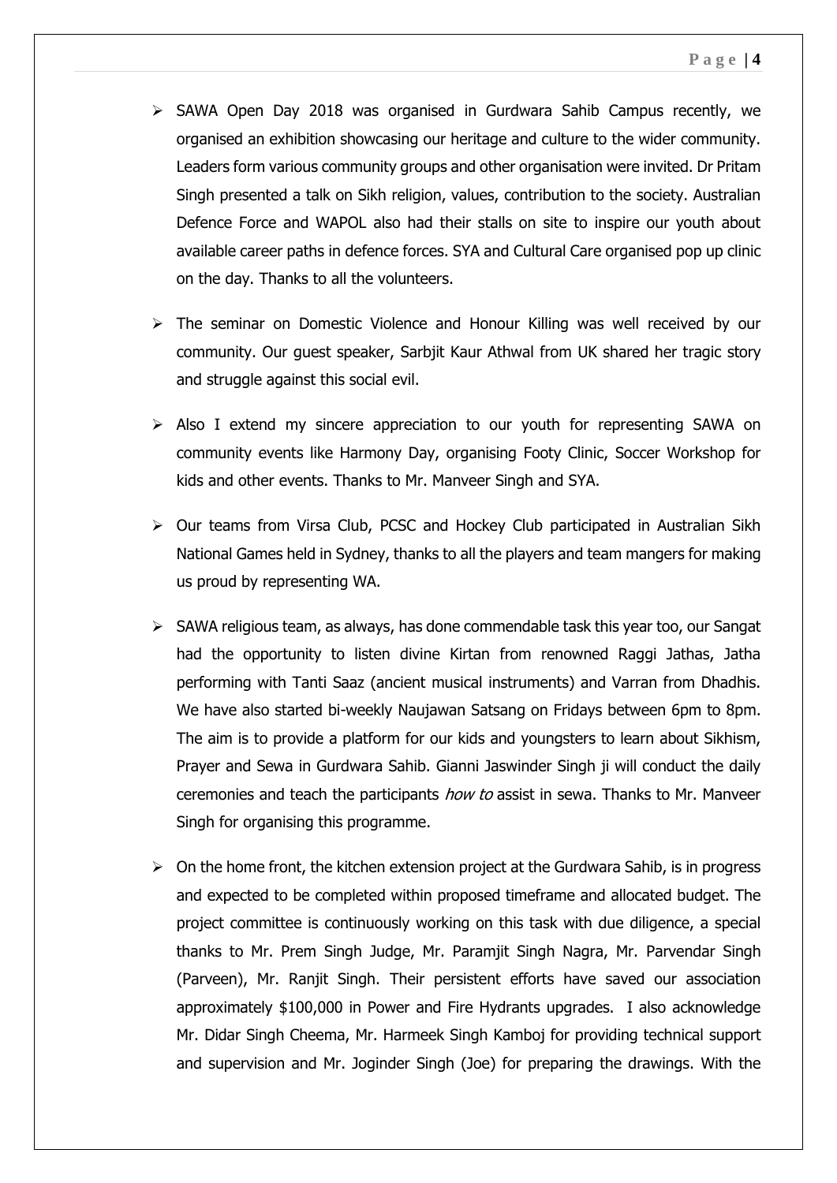- SAWA Open Day 2018 was organised in Gurdwara Sahib Campus recently, we organised an exhibition showcasing our heritage and culture to the wider community. Leaders form various community groups and other organisation were invited. Dr Pritam Singh presented a talk on Sikh religion, values, contribution to the society. Australian Defence Force and WAPOL also had their stalls on site to inspire our youth about available career paths in defence forces. SYA and Cultural Care organised pop up clinic on the day. Thanks to all the volunteers.

- The seminar on Domestic Violence and Honour Killing was well received by our community. Our guest speaker, Sarbjit Kaur Athwal from UK shared her tragic story and struggle against this social evil.

- Also I extend my sincere appreciation to our youth for representing SAWA on community events like Harmony Day, organising Footy Clinic, Soccer Workshop for kids and other events. Thanks to Mr. Manveer Singh and SYA.

- Our teams from Virsa Club, PCSC and Hockey Club participated in Australian Sikh National Games held in Sydney, thanks to all the players and team mangers for making us proud by representing WA.

- SAWA religious team, as always, has done commendable task this year too, our Sangat had the opportunity to listen divine Kirtan from renowned Raggi Jathas, Jatha performing with Tanti Saaz (ancient musical instruments) and Varran from Dhadhis. We have also started bi-weekly Naujawan Satsang on Fridays between 6pm to 8pm. The aim is to provide a platform for our kids and youngsters to learn about Sikhism, Prayer and Sewa in Gurdwara Sahib. Gianni Jaswinder Singh ji will conduct the daily ceremonies and teach the participants *how to* assist in sewa. Thanks to Mr. Manveer Singh for organising this programme.

- On the home front, the kitchen extension project at the Gurdwara Sahib, is in progress and expected to be completed within proposed timeframe and allocated budget. The project committee is continuously working on this task with due diligence, a special thanks to Mr. Prem Singh Judge, Mr. Paramjit Singh Nagra, Mr. Parvendar Singh (Parveen), Mr. Ranjit Singh. Their persistent efforts have saved our association approximately $100,000 in Power and Fire Hydrants upgrades. I also acknowledge Mr. Didar Singh Cheema, Mr. Harmeek Singh Kamboj for providing technical support and supervision and Mr. Joginder Singh (Joe) for preparing the drawings. With the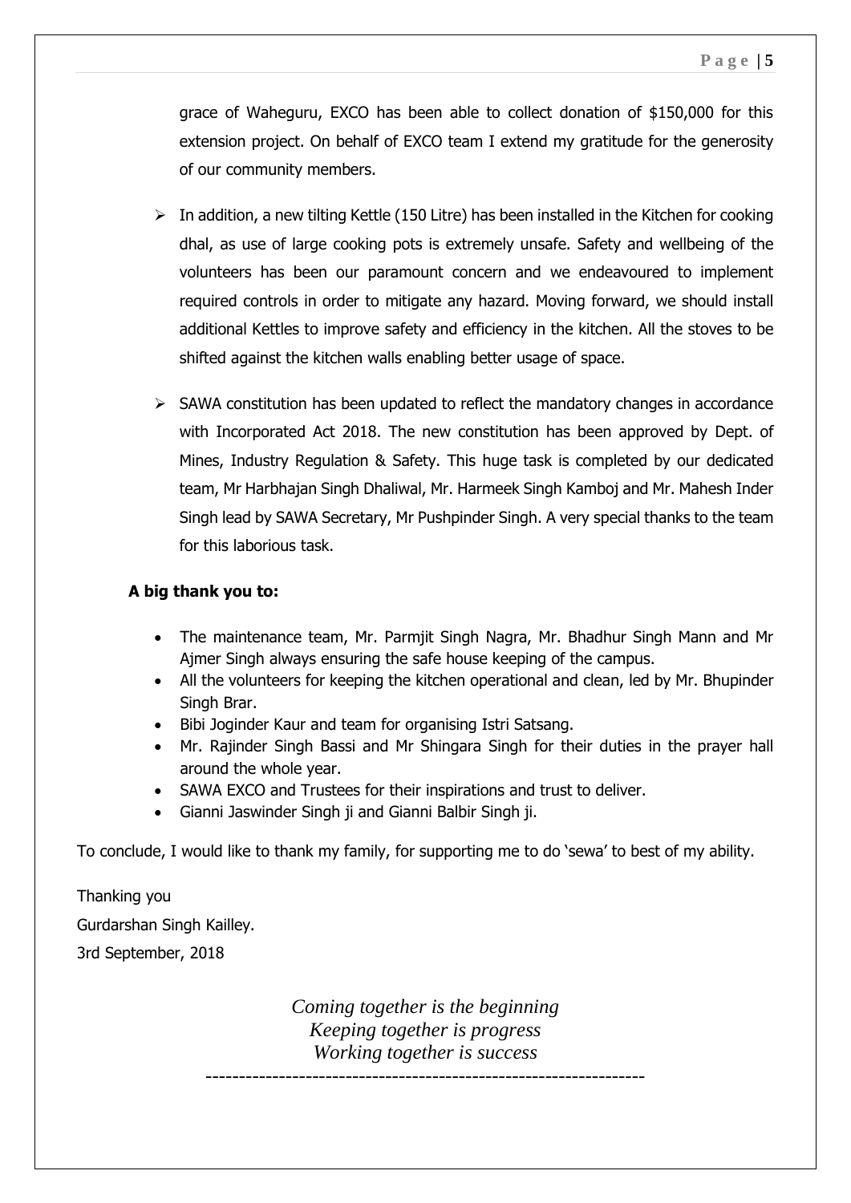grace of Waheguru, EXCO has been able to collect donation of $150,000 for this extension project. On behalf of EXCO team I extend my gratitude for the generosity of our community members.

- In addition, a new tilting Kettle (150 Litre) has been installed in the Kitchen for cooking dhal, as use of large cooking pots is extremely unsafe. Safety and wellbeing of the volunteers has been our paramount concern and we endeavoured to implement required controls in order to mitigate any hazard. Moving forward, we should install additional Kettles to improve safety and efficiency in the kitchen. All the stoves to be shifted against the kitchen walls enabling better usage of space.

- SAWA constitution has been updated to reflect the mandatory changes in accordance with Incorporated Act 2018. The new constitution has been approved by Dept. of Mines, Industry Regulation & Safety. This huge task is completed by our dedicated team, Mr Harbhajan Singh Dhaliwal, Mr. Harmeek Singh Kamboj and Mr. Mahesh Inder Singh lead by SAWA Secretary, Mr Pushpinder Singh. A very special thanks to the team for this laborious task.

**A big thank you to:**

- The maintenance team, Mr. Parmjit Singh Nagra, Mr. Bhadhur Singh Mann and Mr Ajmer Singh always ensuring the safe house keeping of the campus.
- All the volunteers for keeping the kitchen operational and clean, led by Mr. Bhupinder Singh Brar.
- Bibi Joginder Kaur and team for organising Istri Satsang.
- Mr. Rajinder Singh Bassi and Mr Shingara Singh for their duties in the prayer hall around the whole year.
- SAWA EXCO and Trustees for their inspirations and trust to deliver.
- Gianni Jaswinder Singh ji and Gianni Balbir Singh ji.

To conclude, I would like to thank my family, for supporting me to do 'sewa' to best of my ability.

Thanking you

Gurdarshan Singh Kailley.

3rd September, 2018

*Coming together is the beginning*
*Keeping together is progress*
*Working together is success*

---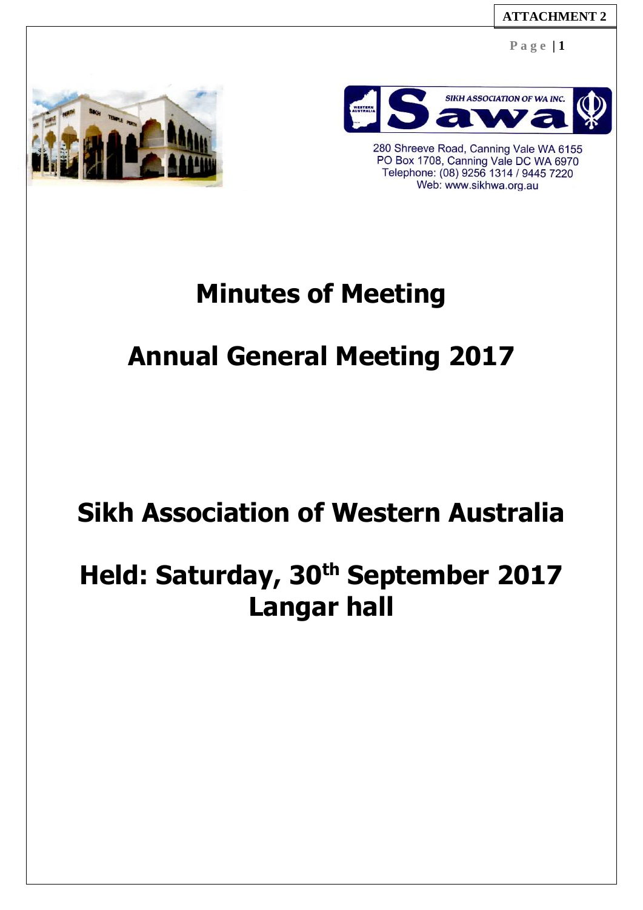ATTACHMENT 2

SIKH ASSOCIATION OF WA INC.

280 Shreeve Road, Canning Vale WA 6155
PO Box 1708, Canning Vale DC WA 6970
Telephone: (08) 9256 1314 / 9445 7220
Web: www.sikhwa.org.au

# Minutes of Meeting

# Annual General Meeting 2017

# Sikh Association of Western Australia

# Held: Saturday, 30th September 2017
# Langar hall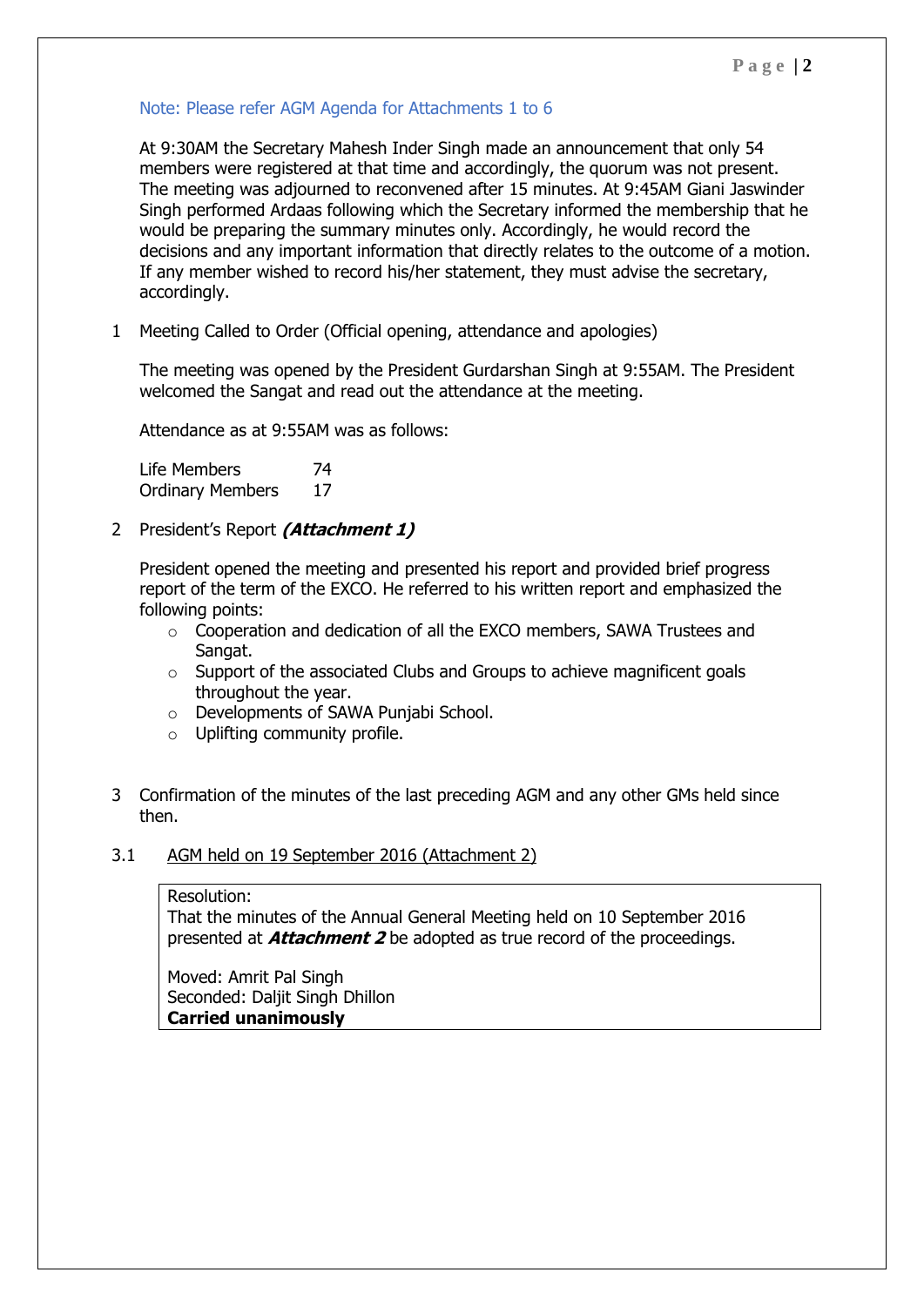Note: Please refer AGM Agenda for Attachments 1 to 6

At 9:30AM the Secretary Mahesh Inder Singh made an announcement that only 54 members were registered at that time and accordingly, the quorum was not present. The meeting was adjourned to reconvened after 15 minutes. At 9:45AM Giani Jaswinder Singh performed Ardaas following which the Secretary informed the membership that he would be preparing the summary minutes only. Accordingly, he would record the decisions and any important information that directly relates to the outcome of a motion. If any member wished to record his/her statement, they must advise the secretary, accordingly.

1 Meeting Called to Order (Official opening, attendance and apologies)

The meeting was opened by the President Gurdarshan Singh at 9:55AM. The President welcomed the Sangat and read out the attendance at the meeting.

Attendance as at 9:55AM was as follows:

| | |
|---|---|
| Life Members | 74 |
| Ordinary Members | 17 |

2 President's Report ***(Attachment 1)***

President opened the meeting and presented his report and provided brief progress report of the term of the EXCO. He referred to his written report and emphasized the following points:

- Cooperation and dedication of all the EXCO members, SAWA Trustees and Sangat.
- Support of the associated Clubs and Groups to achieve magnificent goals throughout the year.
- Developments of SAWA Punjabi School.
- Uplifting community profile.

3 Confirmation of the minutes of the last preceding AGM and any other GMs held since then.

3.1 AGM held on 19 September 2016 (Attachment 2)

Resolution:
That the minutes of the Annual General Meeting held on 10 September 2016 presented at ***Attachment 2*** be adopted as true record of the proceedings.

Moved: Amrit Pal Singh
Seconded: Daljit Singh Dhillon
**Carried unanimously**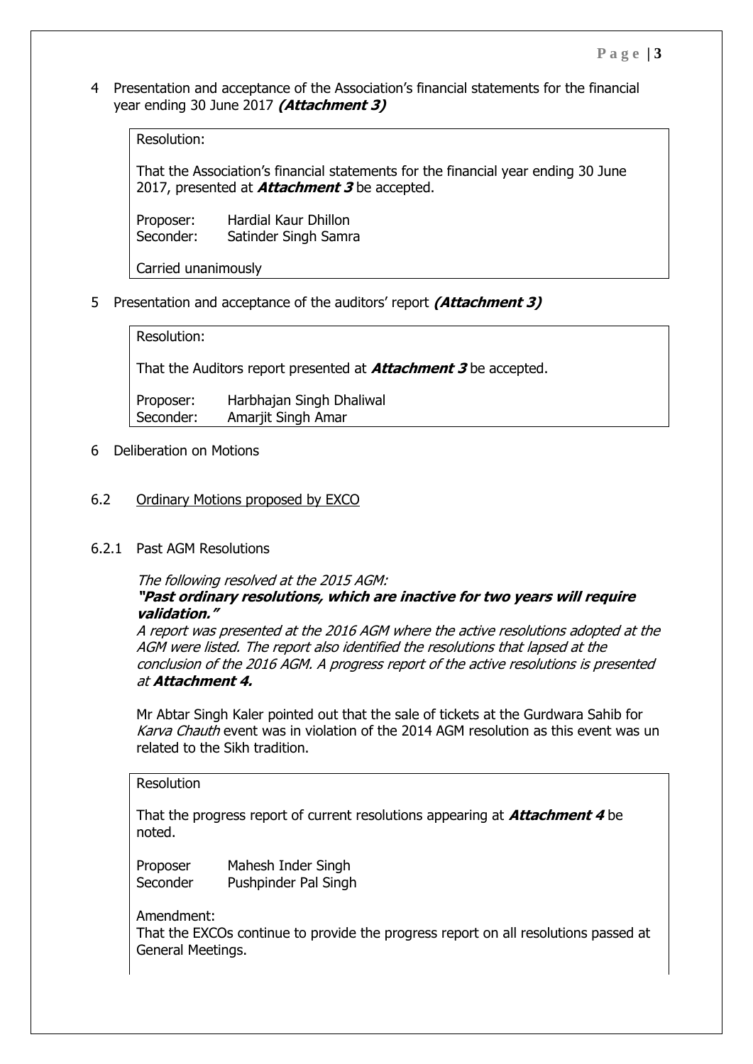4 Presentation and acceptance of the Association's financial statements for the financial year ending 30 June 2017 ***(Attachment 3)***

> Resolution:
>
> That the Association's financial statements for the financial year ending 30 June 2017, presented at ***Attachment 3*** be accepted.
>
> Proposer: Hardial Kaur Dhillon
> Seconder: Satinder Singh Samra
>
> Carried unanimously

5 Presentation and acceptance of the auditors' report ***(Attachment 3)***

> Resolution:
>
> That the Auditors report presented at ***Attachment 3*** be accepted.
>
> Proposer: Harbhajan Singh Dhaliwal
> Seconder: Amarjit Singh Amar

6 Deliberation on Motions

6.2 Ordinary Motions proposed by EXCO

6.2.1 Past AGM Resolutions

*The following resolved at the 2015 AGM:*
***"Past ordinary resolutions, which are inactive for two years will require validation."***
*A report was presented at the 2016 AGM where the active resolutions adopted at the AGM were listed. The report also identified the resolutions that lapsed at the conclusion of the 2016 AGM. A progress report of the active resolutions is presented at* ***Attachment 4.***

Mr Abtar Singh Kaler pointed out that the sale of tickets at the Gurdwara Sahib for *Karva Chauth* event was in violation of the 2014 AGM resolution as this event was un related to the Sikh tradition.

> Resolution
>
> That the progress report of current resolutions appearing at ***Attachment 4*** be noted.
>
> Proposer Mahesh Inder Singh
> Seconder Pushpinder Pal Singh
>
> Amendment:
> That the EXCOs continue to provide the progress report on all resolutions passed at General Meetings.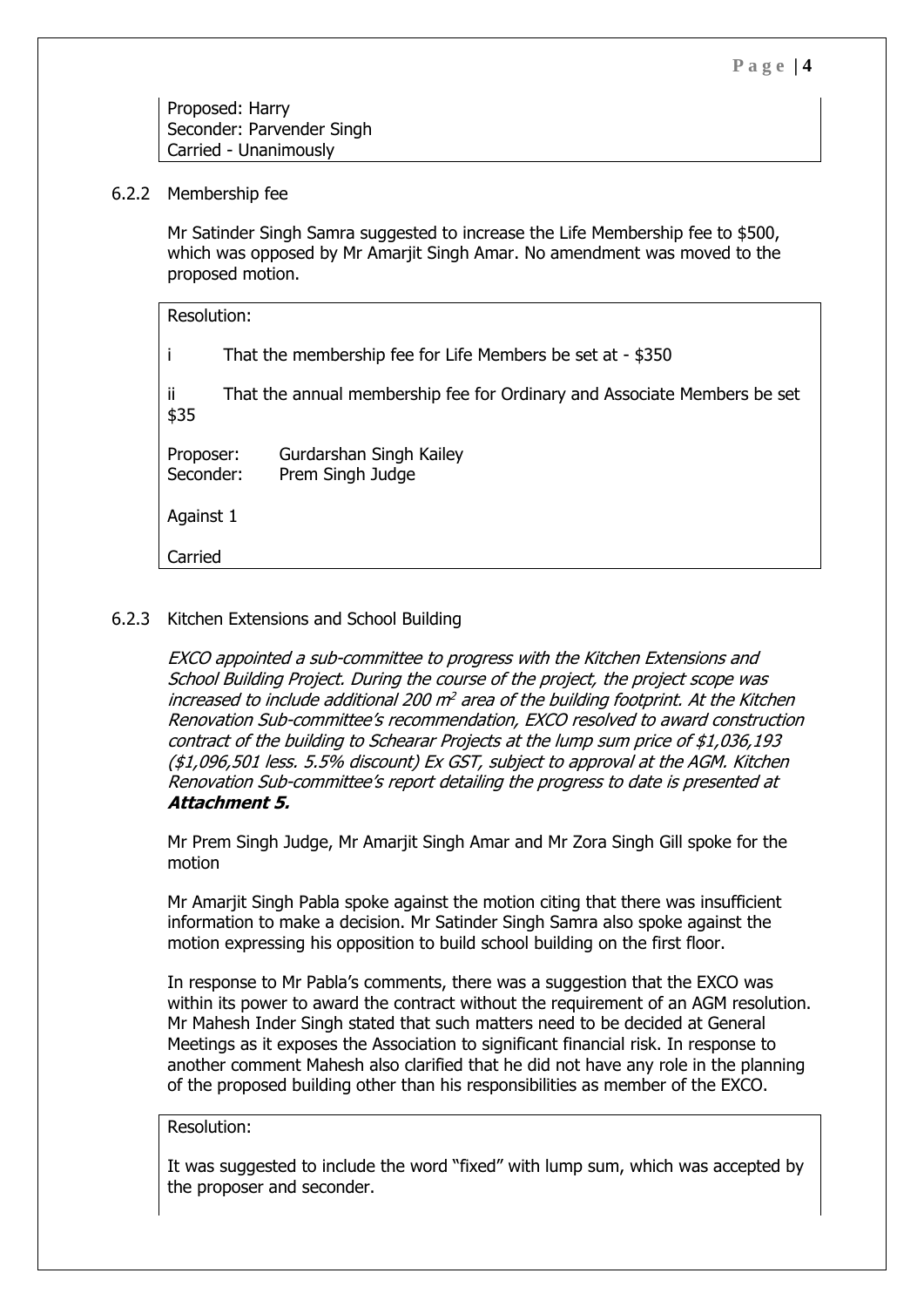Proposed: Harry
Seconder: Parvender Singh
Carried - Unanimously

6.2.2 Membership fee

Mr Satinder Singh Samra suggested to increase the Life Membership fee to $500, which was opposed by Mr Amarjit Singh Amar. No amendment was moved to the proposed motion.

Resolution:

i That the membership fee for Life Members be set at - $350

ii That the annual membership fee for Ordinary and Associate Members be set $35

Proposer: Gurdarshan Singh Kailey
Seconder: Prem Singh Judge

Against 1

Carried

6.2.3 Kitchen Extensions and School Building

*EXCO appointed a sub-committee to progress with the Kitchen Extensions and School Building Project. During the course of the project, the project scope was increased to include additional 200 $m^2$ area of the building footprint. At the Kitchen Renovation Sub-committee's recommendation, EXCO resolved to award construction contract of the building to Schearar Projects at the lump sum price of $1,036,193 ($1,096,501 less. 5.5% discount) Ex GST, subject to approval at the AGM. Kitchen Renovation Sub-committee's report detailing the progress to date is presented at* ***Attachment 5.***

Mr Prem Singh Judge, Mr Amarjit Singh Amar and Mr Zora Singh Gill spoke for the motion

Mr Amarjit Singh Pabla spoke against the motion citing that there was insufficient information to make a decision. Mr Satinder Singh Samra also spoke against the motion expressing his opposition to build school building on the first floor.

In response to Mr Pabla's comments, there was a suggestion that the EXCO was within its power to award the contract without the requirement of an AGM resolution. Mr Mahesh Inder Singh stated that such matters need to be decided at General Meetings as it exposes the Association to significant financial risk. In response to another comment Mahesh also clarified that he did not have any role in the planning of the proposed building other than his responsibilities as member of the EXCO.

Resolution:

It was suggested to include the word "fixed" with lump sum, which was accepted by the proposer and seconder.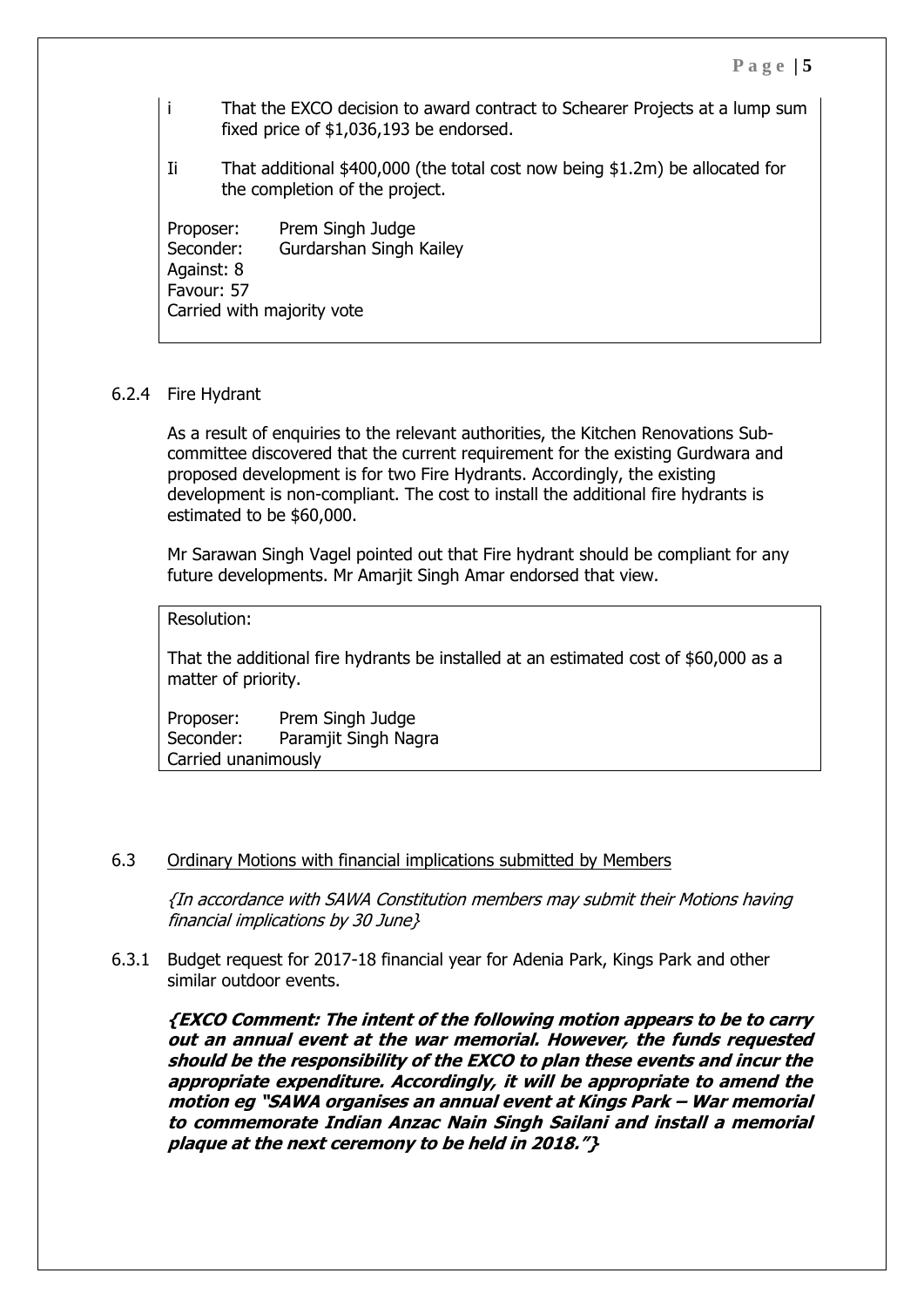i That the EXCO decision to award contract to Schearer Projects at a lump sum fixed price of $1,036,193 be endorsed.

Ii That additional $400,000 (the total cost now being $1.2m) be allocated for the completion of the project.

Proposer: Prem Singh Judge
Seconder: Gurdarshan Singh Kailey
Against: 8
Favour: 57
Carried with majority vote

6.2.4 Fire Hydrant

As a result of enquiries to the relevant authorities, the Kitchen Renovations Sub-committee discovered that the current requirement for the existing Gurdwara and proposed development is for two Fire Hydrants. Accordingly, the existing development is non-compliant. The cost to install the additional fire hydrants is estimated to be $60,000.

Mr Sarawan Singh Vagel pointed out that Fire hydrant should be compliant for any future developments. Mr Amarjit Singh Amar endorsed that view.

Resolution:

That the additional fire hydrants be installed at an estimated cost of $60,000 as a matter of priority.

Proposer: Prem Singh Judge
Seconder: Paramjit Singh Nagra
Carried unanimously

6.3 <u>Ordinary Motions with financial implications submitted by Members</u>

*{In accordance with SAWA Constitution members may submit their Motions having financial implications by 30 June}*

6.3.1 Budget request for 2017-18 financial year for Adenia Park, Kings Park and other similar outdoor events.

***{EXCO Comment: The intent of the following motion appears to be to carry out an annual event at the war memorial. However, the funds requested should be the responsibility of the EXCO to plan these events and incur the appropriate expenditure. Accordingly, it will be appropriate to amend the motion eg "SAWA organises an annual event at Kings Park – War memorial to commemorate Indian Anzac Nain Singh Sailani and install a memorial plaque at the next ceremony to be held in 2018."}***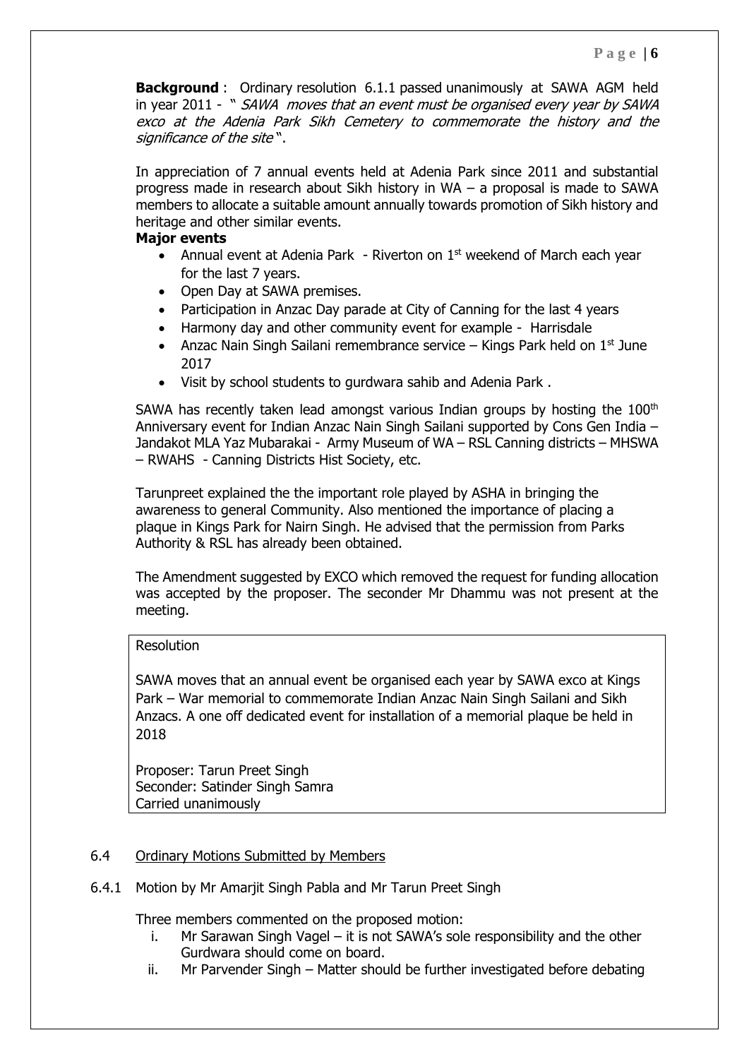**Background** : Ordinary resolution 6.1.1 passed unanimously at SAWA AGM held in year 2011 - " *SAWA moves that an event must be organised every year by SAWA exco at the Adenia Park Sikh Cemetery to commemorate the history and the significance of the site* ".

In appreciation of 7 annual events held at Adenia Park since 2011 and substantial progress made in research about Sikh history in WA – a proposal is made to SAWA members to allocate a suitable amount annually towards promotion of Sikh history and heritage and other similar events.

**Major events**

- Annual event at Adenia Park - Riverton on 1st weekend of March each year for the last 7 years.
- Open Day at SAWA premises.
- Participation in Anzac Day parade at City of Canning for the last 4 years
- Harmony day and other community event for example - Harrisdale
- Anzac Nain Singh Sailani remembrance service – Kings Park held on 1st June 2017
- Visit by school students to gurdwara sahib and Adenia Park .

SAWA has recently taken lead amongst various Indian groups by hosting the 100th Anniversary event for Indian Anzac Nain Singh Sailani supported by Cons Gen India – Jandakot MLA Yaz Mubarakai - Army Museum of WA – RSL Canning districts – MHSWA – RWAHS - Canning Districts Hist Society, etc.

Tarunpreet explained the the important role played by ASHA in bringing the awareness to general Community. Also mentioned the importance of placing a plaque in Kings Park for Nairn Singh. He advised that the permission from Parks Authority & RSL has already been obtained.

The Amendment suggested by EXCO which removed the request for funding allocation was accepted by the proposer. The seconder Mr Dhammu was not present at the meeting.

> Resolution
>
> SAWA moves that an annual event be organised each year by SAWA exco at Kings Park – War memorial to commemorate Indian Anzac Nain Singh Sailani and Sikh Anzacs. A one off dedicated event for installation of a memorial plaque be held in 2018
>
> Proposer: Tarun Preet Singh
> Seconder: Satinder Singh Samra
> Carried unanimously

6.4 Ordinary Motions Submitted by Members

6.4.1 Motion by Mr Amarjit Singh Pabla and Mr Tarun Preet Singh

Three members commented on the proposed motion:

i. Mr Sarawan Singh Vagel – it is not SAWA's sole responsibility and the other Gurdwara should come on board.
ii. Mr Parvender Singh – Matter should be further investigated before debating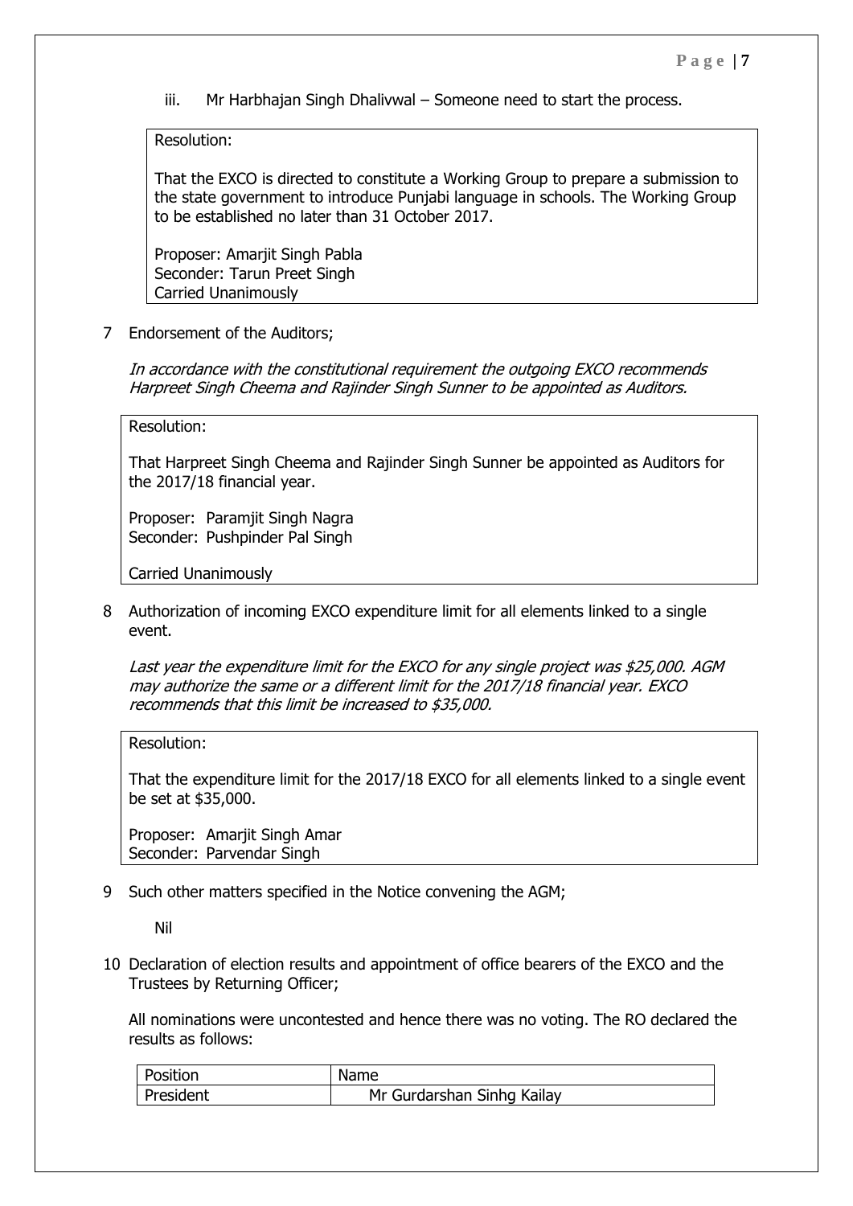iii. Mr Harbhajan Singh Dhalivwal – Someone need to start the process.

> Resolution:
>
> That the EXCO is directed to constitute a Working Group to prepare a submission to the state government to introduce Punjabi language in schools. The Working Group to be established no later than 31 October 2017.
>
> Proposer: Amarjit Singh Pabla
> Seconder: Tarun Preet Singh
> Carried Unanimously

7 Endorsement of the Auditors;

*In accordance with the constitutional requirement the outgoing EXCO recommends Harpreet Singh Cheema and Rajinder Singh Sunner to be appointed as Auditors.*

> Resolution:
>
> That Harpreet Singh Cheema and Rajinder Singh Sunner be appointed as Auditors for the 2017/18 financial year.
>
> Proposer: Paramjit Singh Nagra
> Seconder: Pushpinder Pal Singh
>
> Carried Unanimously

8 Authorization of incoming EXCO expenditure limit for all elements linked to a single event.

*Last year the expenditure limit for the EXCO for any single project was $25,000. AGM may authorize the same or a different limit for the 2017/18 financial year. EXCO recommends that this limit be increased to $35,000.*

> Resolution:
>
> That the expenditure limit for the 2017/18 EXCO for all elements linked to a single event be set at $35,000.
>
> Proposer: Amarjit Singh Amar
> Seconder: Parvendar Singh

9 Such other matters specified in the Notice convening the AGM;

Nil

10 Declaration of election results and appointment of office bearers of the EXCO and the Trustees by Returning Officer;

All nominations were uncontested and hence there was no voting. The RO declared the results as follows:

| Position | Name |
|---|---|
| President | Mr Gurdarshan Sinhg Kailay |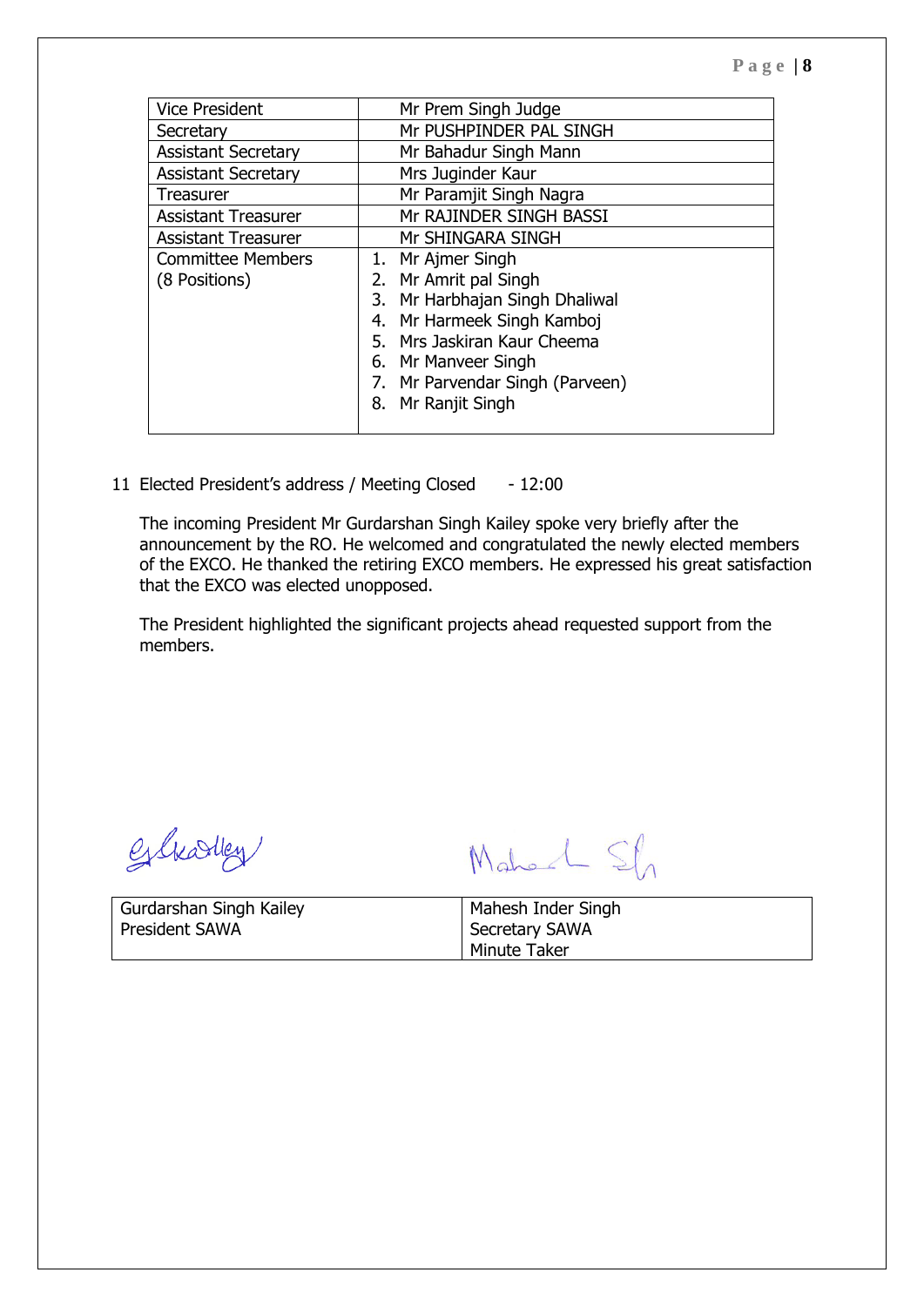| Vice President | Mr Prem Singh Judge |
|---|---|
| Secretary | Mr PUSHPINDER PAL SINGH |
| Assistant Secretary | Mr Bahadur Singh Mann |
| Assistant Secretary | Mrs Juginder Kaur |
| Treasurer | Mr Paramjit Singh Nagra |
| Assistant Treasurer | Mr RAJINDER SINGH BASSI |
| Assistant Treasurer | Mr SHINGARA SINGH |
| Committee Members (8 Positions) | 1. Mr Ajmer Singh<br>2. Mr Amrit pal Singh<br>3. Mr Harbhajan Singh Dhaliwal<br>4. Mr Harmeek Singh Kamboj<br>5. Mrs Jaskiran Kaur Cheema<br>6. Mr Manveer Singh<br>7. Mr Parvendar Singh (Parveen)<br>8. Mr Ranjit Singh |

11 Elected President's address / Meeting Closed - 12:00

The incoming President Mr Gurdarshan Singh Kailey spoke very briefly after the announcement by the RO. He welcomed and congratulated the newly elected members of the EXCO. He thanked the retiring EXCO members. He expressed his great satisfaction that the EXCO was elected unopposed.

The President highlighted the significant projects ahead requested support from the members.

| Gurdarshan Singh Kailey<br>President SAWA | Mahesh Inder Singh<br>Secretary SAWA<br>Minute Taker |
|---|---|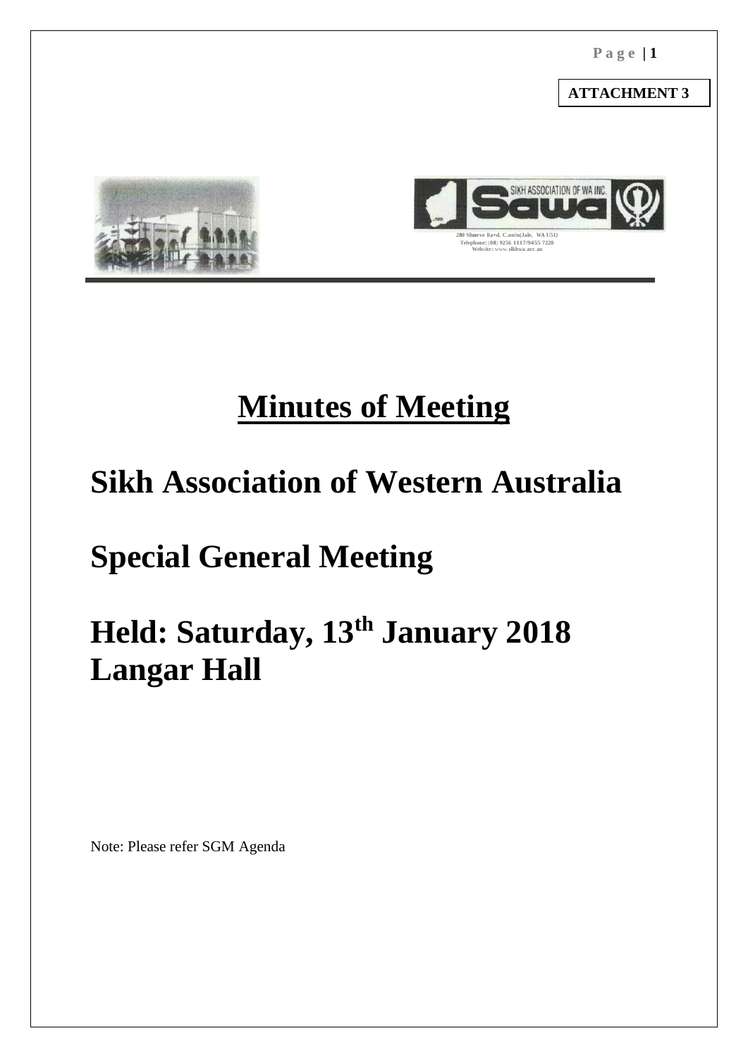**ATTACHMENT 3**

280 Shneve Ra•d. C.nnin(Jale, WA U51)
Telephone: (08) 9256 1117/9455 7220
Website: www.sikhwa.arc.au

# Minutes of Meeting

# Sikh Association of Western Australia

# Special General Meeting

# Held: Saturday, 13th January 2018 Langar Hall

Note: Please refer SGM Agenda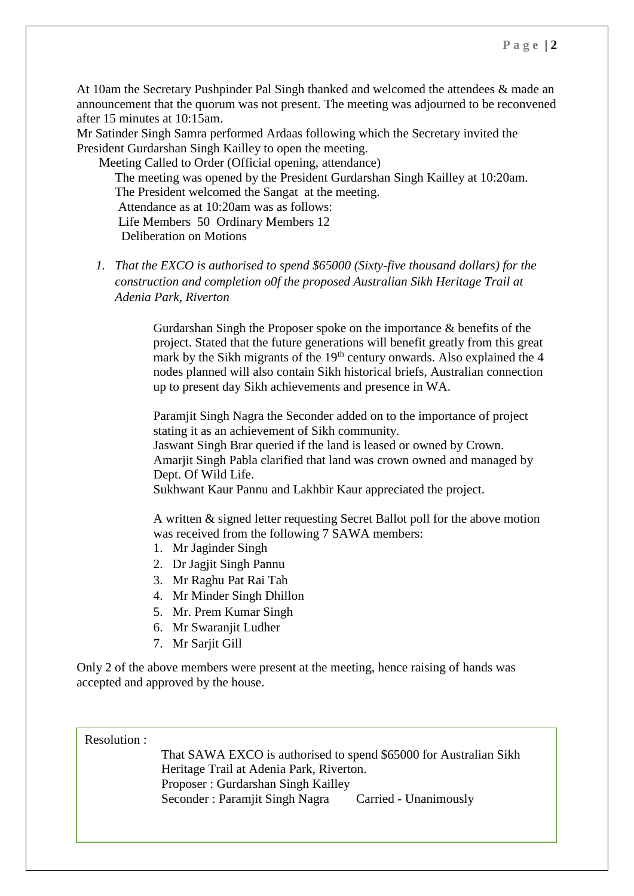At 10am the Secretary Pushpinder Pal Singh thanked and welcomed the attendees & made an announcement that the quorum was not present. The meeting was adjourned to be reconvened after 15 minutes at 10:15am.
Mr Satinder Singh Samra performed Ardaas following which the Secretary invited the President Gurdarshan Singh Kailley to open the meeting.

Meeting Called to Order (Official opening, attendance)

The meeting was opened by the President Gurdarshan Singh Kailley at 10:20am.
The President welcomed the Sangat at the meeting.
Attendance as at 10:20am was as follows:
Life Members 50 Ordinary Members 12

Deliberation on Motions

1. *That the EXCO is authorised to spend $65000 (Sixty-five thousand dollars) for the construction and completion o0f the proposed Australian Sikh Heritage Trail at Adenia Park, Riverton*

Gurdarshan Singh the Proposer spoke on the importance & benefits of the project. Stated that the future generations will benefit greatly from this great mark by the Sikh migrants of the 19th century onwards. Also explained the 4 nodes planned will also contain Sikh historical briefs, Australian connection up to present day Sikh achievements and presence in WA.

Paramjit Singh Nagra the Seconder added on to the importance of project stating it as an achievement of Sikh community.
Jaswant Singh Brar queried if the land is leased or owned by Crown.
Amarjit Singh Pabla clarified that land was crown owned and managed by Dept. Of Wild Life.
Sukhwant Kaur Pannu and Lakhbir Kaur appreciated the project.

A written & signed letter requesting Secret Ballot poll for the above motion was received from the following 7 SAWA members:

1. Mr Jaginder Singh
2. Dr Jagjit Singh Pannu
3. Mr Raghu Pat Rai Tah
4. Mr Minder Singh Dhillon
5. Mr. Prem Kumar Singh
6. Mr Swaranjit Ludher
7. Mr Sarjit Gill

Only 2 of the above members were present at the meeting, hence raising of hands was accepted and approved by the house.

Resolution :

That SAWA EXCO is authorised to spend $65000 for Australian Sikh Heritage Trail at Adenia Park, Riverton.
Proposer : Gurdarshan Singh Kailley
Seconder : Paramjit Singh Nagra    Carried - Unanimously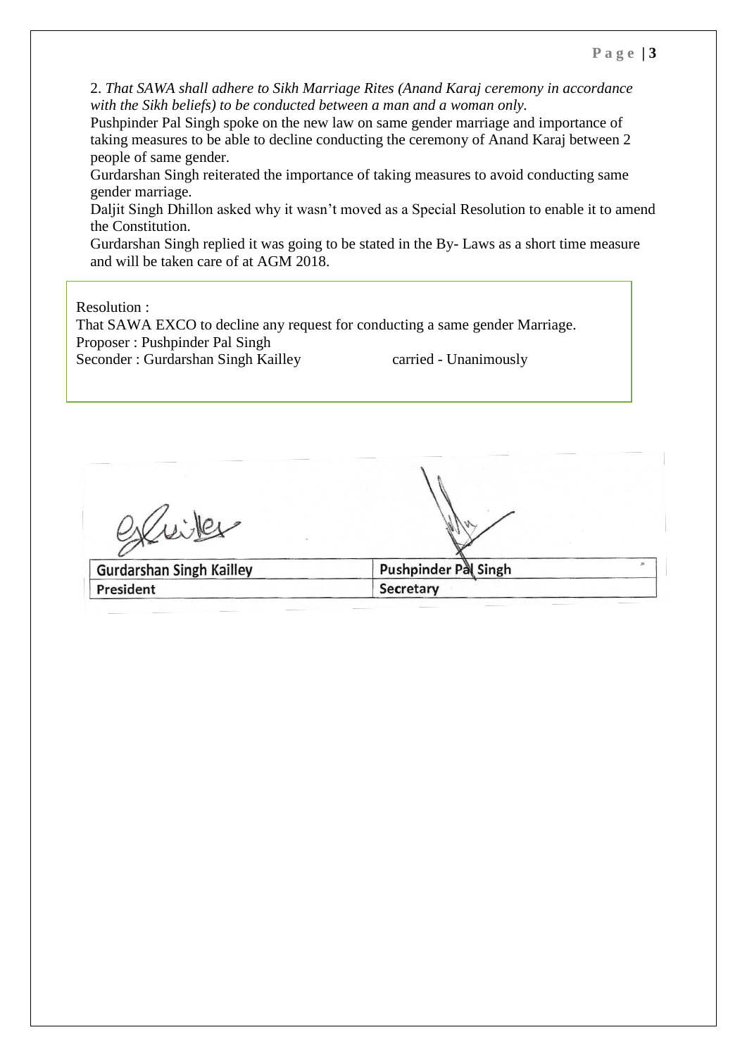2. *That SAWA shall adhere to Sikh Marriage Rites (Anand Karaj ceremony in accordance with the Sikh beliefs) to be conducted between a man and a woman only.*

Pushpinder Pal Singh spoke on the new law on same gender marriage and importance of taking measures to be able to decline conducting the ceremony of Anand Karaj between 2 people of same gender.

Gurdarshan Singh reiterated the importance of taking measures to avoid conducting same gender marriage.

Daljit Singh Dhillon asked why it wasn't moved as a Special Resolution to enable it to amend the Constitution.

Gurdarshan Singh replied it was going to be stated in the By- Laws as a short time measure and will be taken care of at AGM 2018.

Resolution :
That SAWA EXCO to decline any request for conducting a same gender Marriage.
Proposer : Pushpinder Pal Singh
Seconder : Gurdarshan Singh Kailley carried - Unanimously

| Gurdarshan Singh Kailley | Pushpinder Pal Singh |
|---|---|
| President | Secretary |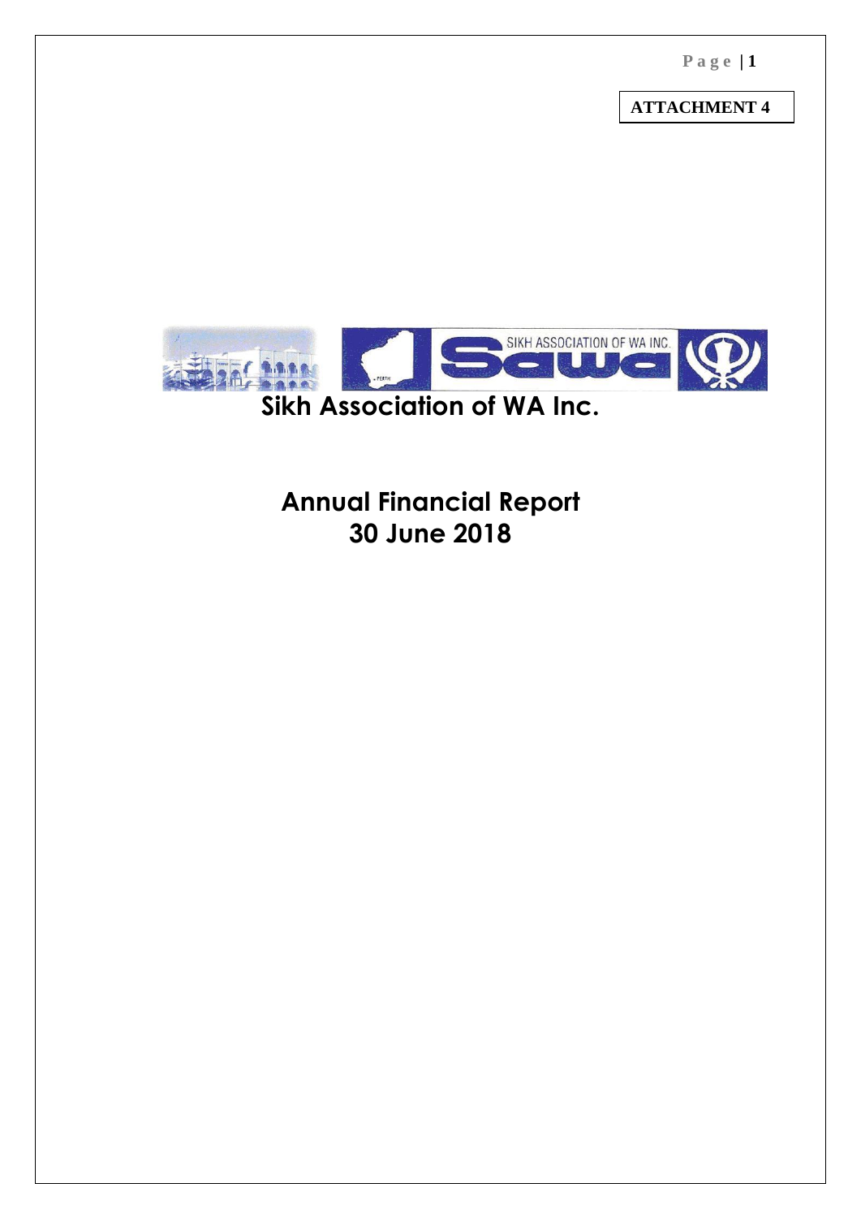**ATTACHMENT 4**

# Sikh Association of WA Inc.

## Annual Financial Report
## 30 June 2018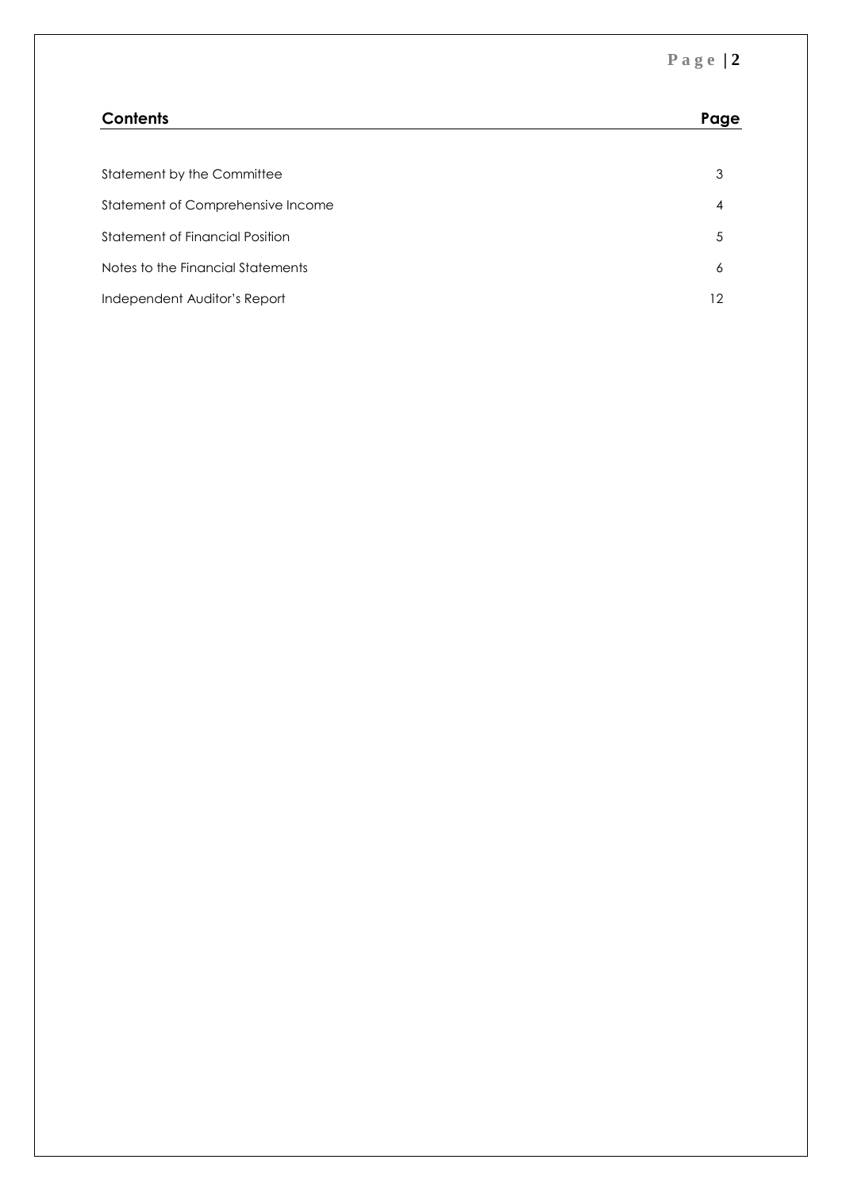| Contents | Page |
| --- | --- |
| Statement by the Committee | 3 |
| Statement of Comprehensive Income | 4 |
| Statement of Financial Position | 5 |
| Notes to the Financial Statements | 6 |
| Independent Auditor's Report | 12 |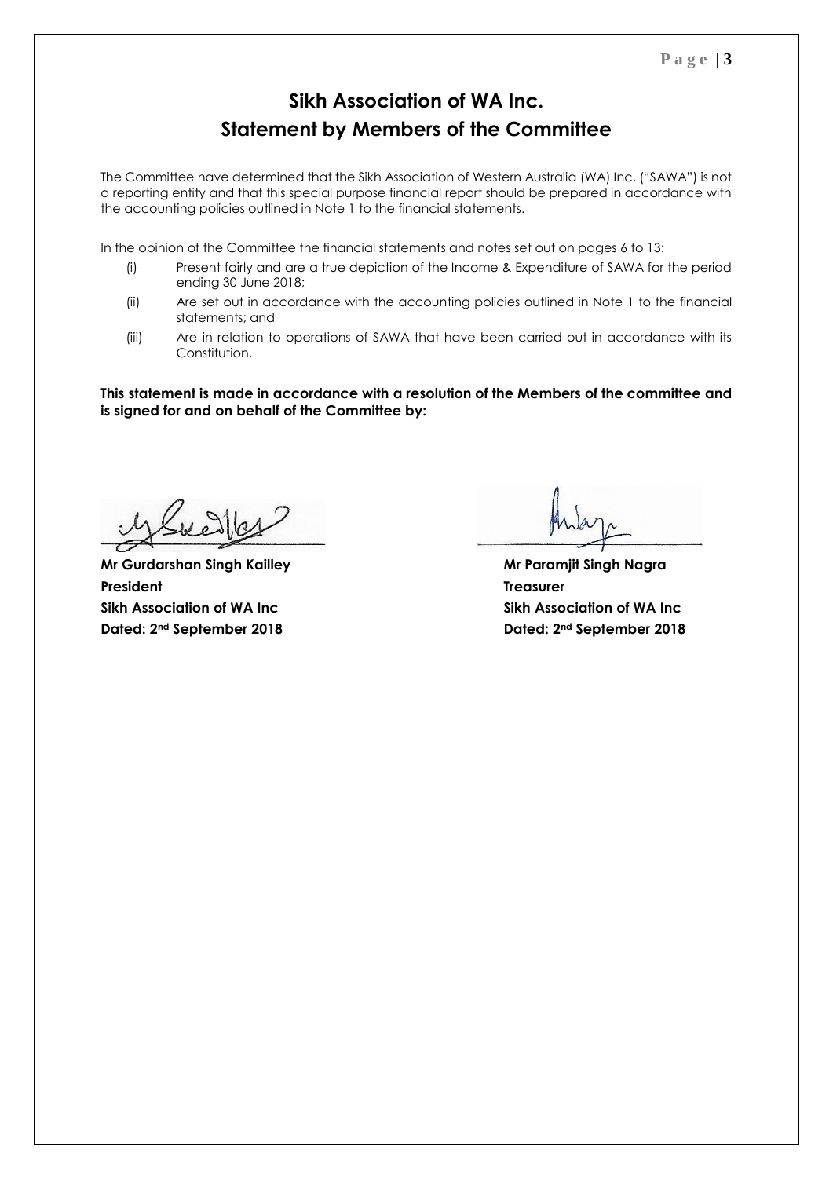# Sikh Association of WA Inc.
## Statement by Members of the Committee

The Committee have determined that the Sikh Association of Western Australia (WA) Inc. ("SAWA") is not a reporting entity and that this special purpose financial report should be prepared in accordance with the accounting policies outlined in Note 1 to the financial statements.

In the opinion of the Committee the financial statements and notes set out on pages 6 to 13:

(i) Present fairly and are a true depiction of the Income & Expenditure of SAWA for the period ending 30 June 2018;

(ii) Are set out in accordance with the accounting policies outlined in Note 1 to the financial statements; and

(iii) Are in relation to operations of SAWA that have been carried out in accordance with its Constitution.

**This statement is made in accordance with a resolution of the Members of the committee and is signed for and on behalf of the Committee by:**

**Mr Gurdarshan Singh Kailley**
**President**
**Sikh Association of WA Inc**
**Dated: 2nd September 2018**

**Mr Paramjit Singh Nagra**
**Treasurer**
**Sikh Association of WA Inc**
**Dated: 2nd September 2018**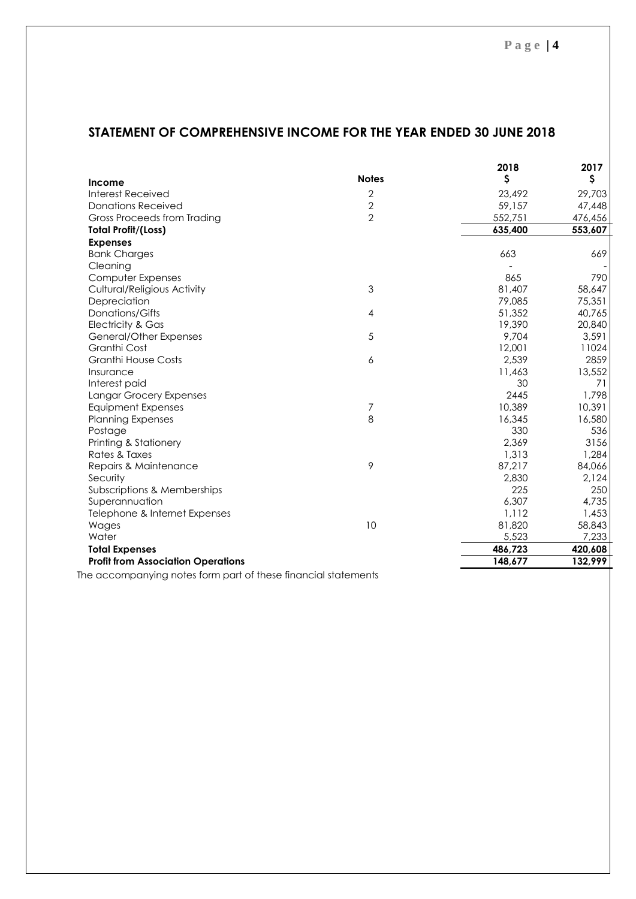## STATEMENT OF COMPREHENSIVE INCOME FOR THE YEAR ENDED 30 JUNE 2018

| Income | Notes | 2018<br>$ | 2017<br>$ |
|---|---|---|---|
| Interest Received | 2 | 23,492 | 29,703 |
| Donations Received | 2 | 59,157 | 47,448 |
| Gross Proceeds from Trading | 2 | 552,751 | 476,456 |
| **Total Profit/(Loss)** | | **635,400** | **553,607** |
| **Expenses** | | | |
| Bank Charges | | 663 | 669 |
| Cleaning | | - | - |
| Computer Expenses | | 865 | 790 |
| Cultural/Religious Activity | 3 | 81,407 | 58,647 |
| Depreciation | | 79,085 | 75,351 |
| Donations/Gifts | 4 | 51,352 | 40,765 |
| Electricity & Gas | | 19,390 | 20,840 |
| General/Other Expenses | 5 | 9,704 | 3,591 |
| Granthi Cost | | 12,001 | 11024 |
| Granthi House Costs | 6 | 2,539 | 2859 |
| Insurance | | 11,463 | 13,552 |
| Interest paid | | 30 | 71 |
| Langar Grocery Expenses | | 2445 | 1,798 |
| Equipment Expenses | 7 | 10,389 | 10,391 |
| Planning Expenses | 8 | 16,345 | 16,580 |
| Postage | | 330 | 536 |
| Printing & Stationery | | 2,369 | 3156 |
| Rates & Taxes | | 1,313 | 1,284 |
| Repairs & Maintenance | 9 | 87,217 | 84,066 |
| Security | | 2,830 | 2,124 |
| Subscriptions & Memberships | | 225 | 250 |
| Superannuation | | 6,307 | 4,735 |
| Telephone & Internet Expenses | | 1,112 | 1,453 |
| Wages | 10 | 81,820 | 58,843 |
| Water | | 5,523 | 7,233 |
| **Total Expenses** | | **486,723** | **420,608** |
| **Profit from Association Operations** | | **148,677** | **132,999** |

The accompanying notes form part of these financial statements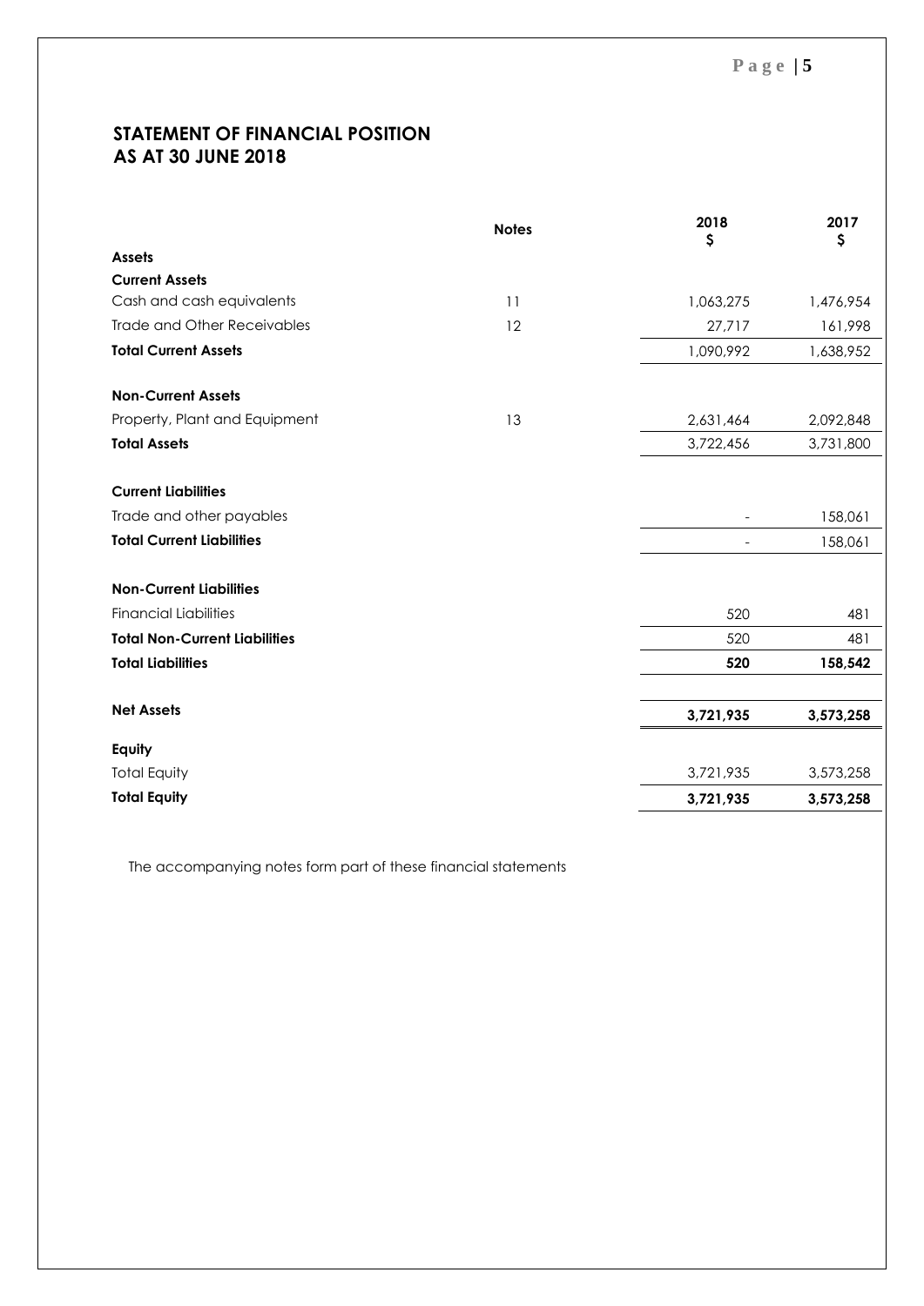## STATEMENT OF FINANCIAL POSITION
## AS AT 30 JUNE 2018

| | Notes | 2018<br>$ | 2017<br>$ |
|---|---|---|---|
| **Assets** | | | |
| **Current Assets** | | | |
| Cash and cash equivalents | 11 | 1,063,275 | 1,476,954 |
| Trade and Other Receivables | 12 | 27,717 | 161,998 |
| **Total Current Assets** | | 1,090,992 | 1,638,952 |
| | | | |
| **Non-Current Assets** | | | |
| Property, Plant and Equipment | 13 | 2,631,464 | 2,092,848 |
| **Total Assets** | | 3,722,456 | 3,731,800 |
| | | | |
| **Current Liabilities** | | | |
| Trade and other payables | | - | 158,061 |
| **Total Current Liabilities** | | - | 158,061 |
| | | | |
| **Non-Current Liabilities** | | | |
| Financial Liabilities | | 520 | 481 |
| **Total Non-Current Liabilities** | | 520 | 481 |
| **Total Liabilities** | | **520** | **158,542** |
| | | | |
| **Net Assets** | | **3,721,935** | **3,573,258** |
| | | | |
| **Equity** | | | |
| Total Equity | | 3,721,935 | 3,573,258 |
| **Total Equity** | | **3,721,935** | **3,573,258** |

The accompanying notes form part of these financial statements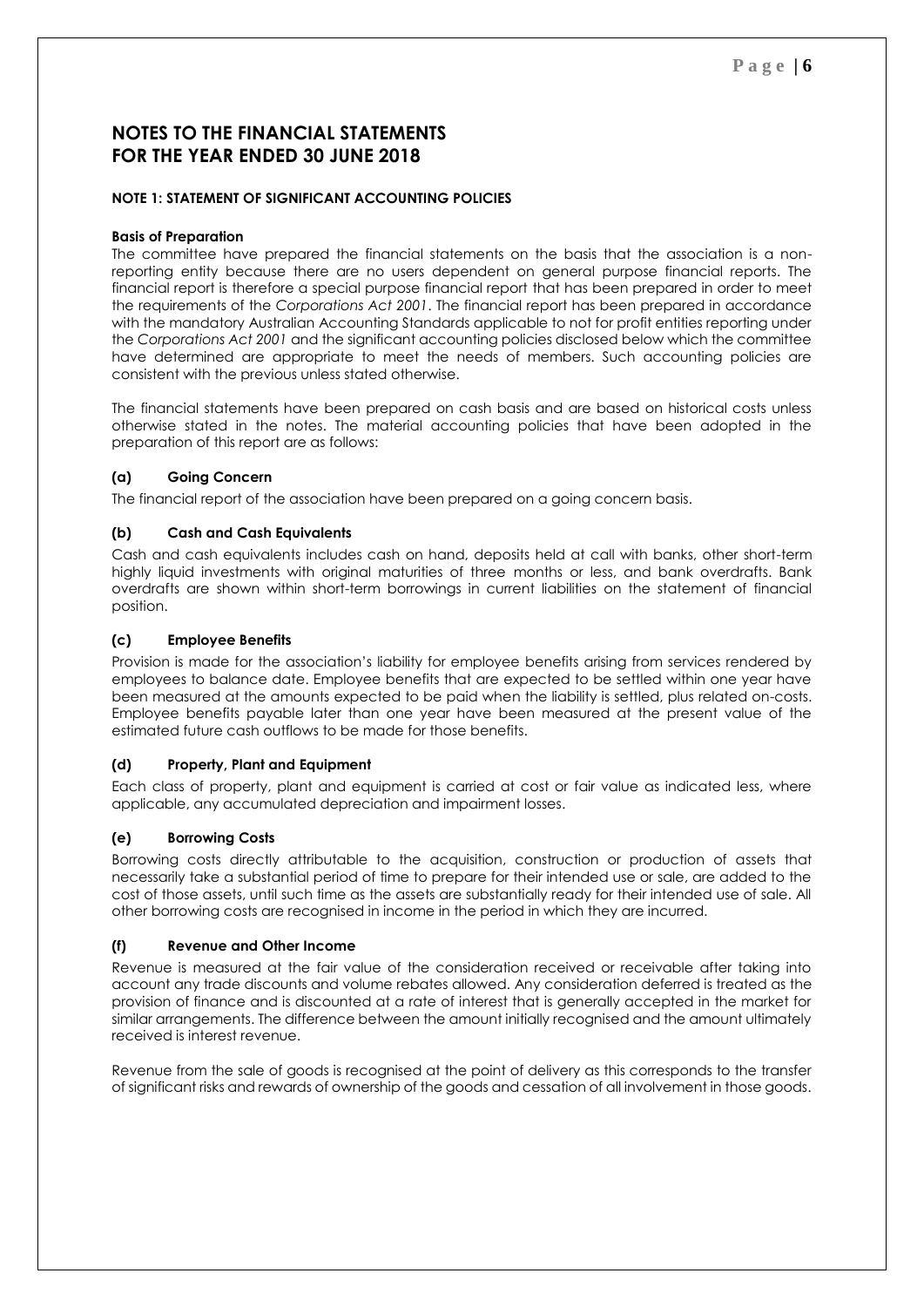# NOTES TO THE FINANCIAL STATEMENTS
# FOR THE YEAR ENDED 30 JUNE 2018

**NOTE 1: STATEMENT OF SIGNIFICANT ACCOUNTING POLICIES**

**Basis of Preparation**

The committee have prepared the financial statements on the basis that the association is a non-reporting entity because there are no users dependent on general purpose financial reports. The financial report is therefore a special purpose financial report that has been prepared in order to meet the requirements of the *Corporations Act 2001*. The financial report has been prepared in accordance with the mandatory Australian Accounting Standards applicable to not for profit entities reporting under the *Corporations Act 2001* and the significant accounting policies disclosed below which the committee have determined are appropriate to meet the needs of members. Such accounting policies are consistent with the previous unless stated otherwise.

The financial statements have been prepared on cash basis and are based on historical costs unless otherwise stated in the notes. The material accounting policies that have been adopted in the preparation of this report are as follows:

### (a) Going Concern

The financial report of the association have been prepared on a going concern basis.

### (b) Cash and Cash Equivalents

Cash and cash equivalents includes cash on hand, deposits held at call with banks, other short-term highly liquid investments with original maturities of three months or less, and bank overdrafts. Bank overdrafts are shown within short-term borrowings in current liabilities on the statement of financial position.

### (c) Employee Benefits

Provision is made for the association's liability for employee benefits arising from services rendered by employees to balance date. Employee benefits that are expected to be settled within one year have been measured at the amounts expected to be paid when the liability is settled, plus related on-costs. Employee benefits payable later than one year have been measured at the present value of the estimated future cash outflows to be made for those benefits.

### (d) Property, Plant and Equipment

Each class of property, plant and equipment is carried at cost or fair value as indicated less, where applicable, any accumulated depreciation and impairment losses.

### (e) Borrowing Costs

Borrowing costs directly attributable to the acquisition, construction or production of assets that necessarily take a substantial period of time to prepare for their intended use or sale, are added to the cost of those assets, until such time as the assets are substantially ready for their intended use of sale. All other borrowing costs are recognised in income in the period in which they are incurred.

### (f) Revenue and Other Income

Revenue is measured at the fair value of the consideration received or receivable after taking into account any trade discounts and volume rebates allowed. Any consideration deferred is treated as the provision of finance and is discounted at a rate of interest that is generally accepted in the market for similar arrangements. The difference between the amount initially recognised and the amount ultimately received is interest revenue.

Revenue from the sale of goods is recognised at the point of delivery as this corresponds to the transfer of significant risks and rewards of ownership of the goods and cessation of all involvement in those goods.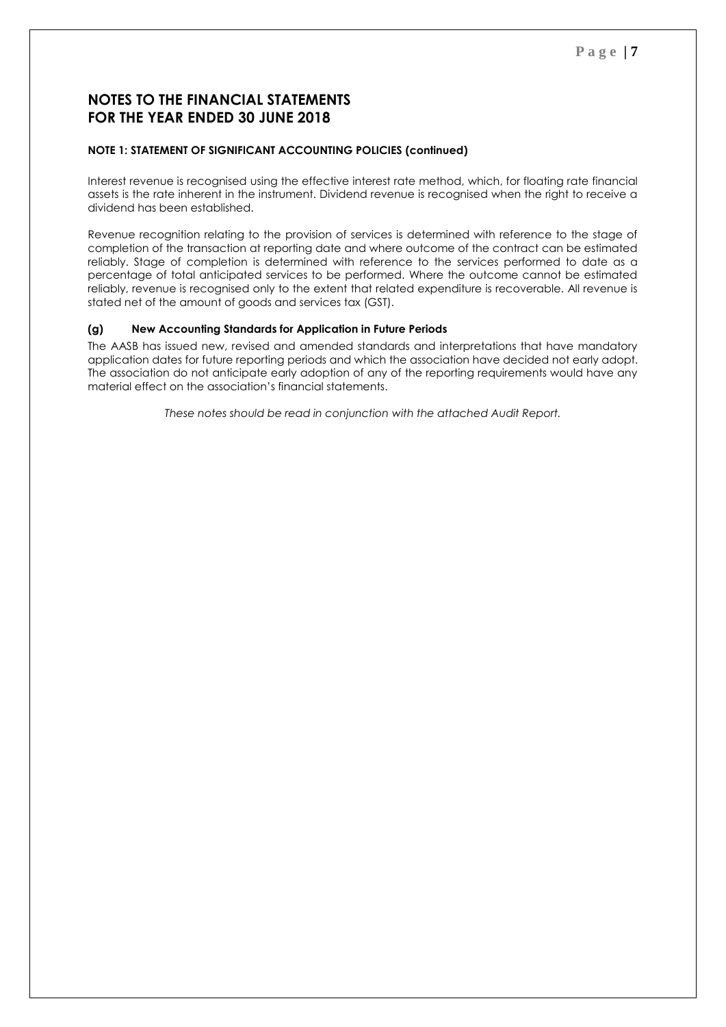# NOTES TO THE FINANCIAL STATEMENTS FOR THE YEAR ENDED 30 JUNE 2018

**NOTE 1: STATEMENT OF SIGNIFICANT ACCOUNTING POLICIES (continued)**

Interest revenue is recognised using the effective interest rate method, which, for floating rate financial assets is the rate inherent in the instrument. Dividend revenue is recognised when the right to receive a dividend has been established.

Revenue recognition relating to the provision of services is determined with reference to the stage of completion of the transaction at reporting date and where outcome of the contract can be estimated reliably. Stage of completion is determined with reference to the services performed to date as a percentage of total anticipated services to be performed. Where the outcome cannot be estimated reliably, revenue is recognised only to the extent that related expenditure is recoverable. All revenue is stated net of the amount of goods and services tax (GST).

### (g) New Accounting Standards for Application in Future Periods

The AASB has issued new, revised and amended standards and interpretations that have mandatory application dates for future reporting periods and which the association have decided not early adopt. The association do not anticipate early adoption of any of the reporting requirements would have any material effect on the association's financial statements.

*These notes should be read in conjunction with the attached Audit Report.*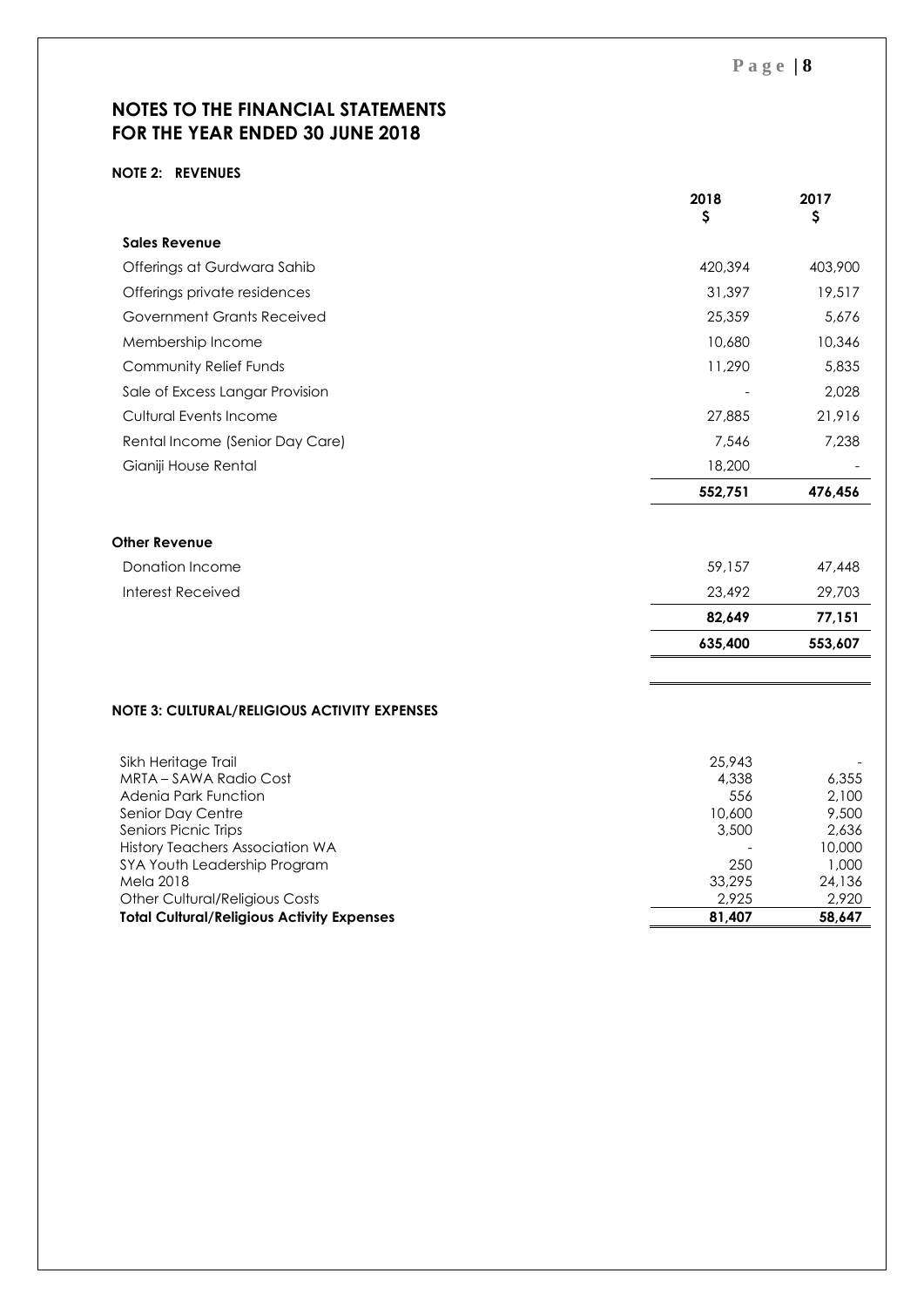## NOTES TO THE FINANCIAL STATEMENTS FOR THE YEAR ENDED 30 JUNE 2018

### NOTE 2: REVENUES

| | 2018 $ | 2017 $ |
|---|---|---|
| **Sales Revenue** | | |
| Offerings at Gurdwara Sahib | 420,394 | 403,900 |
| Offerings private residences | 31,397 | 19,517 |
| Government Grants Received | 25,359 | 5,676 |
| Membership Income | 10,680 | 10,346 |
| Community Relief Funds | 11,290 | 5,835 |
| Sale of Excess Langar Provision | - | 2,028 |
| Cultural Events Income | 27,885 | 21,916 |
| Rental Income (Senior Day Care) | 7,546 | 7,238 |
| Gianiji House Rental | 18,200 | - |
| | **552,751** | **476,456** |
| **Other Revenue** | | |
| Donation Income | 59,157 | 47,448 |
| Interest Received | 23,492 | 29,703 |
| | **82,649** | **77,151** |
| | **635,400** | **553,607** |

### NOTE 3: CULTURAL/RELIGIOUS ACTIVITY EXPENSES

| | 2018 | 2017 |
|---|---|---|
| Sikh Heritage Trail | 25,943 | - |
| MRTA – SAWA Radio Cost | 4,338 | 6,355 |
| Adenia Park Function | 556 | 2,100 |
| Senior Day Centre | 10,600 | 9,500 |
| Seniors Picnic Trips | 3,500 | 2,636 |
| History Teachers Association WA | - | 10,000 |
| SYA Youth Leadership Program | 250 | 1,000 |
| Mela 2018 | 33,295 | 24,136 |
| Other Cultural/Religious Costs | 2,925 | 2,920 |
| **Total Cultural/Religious Activity Expenses** | **81,407** | **58,647** |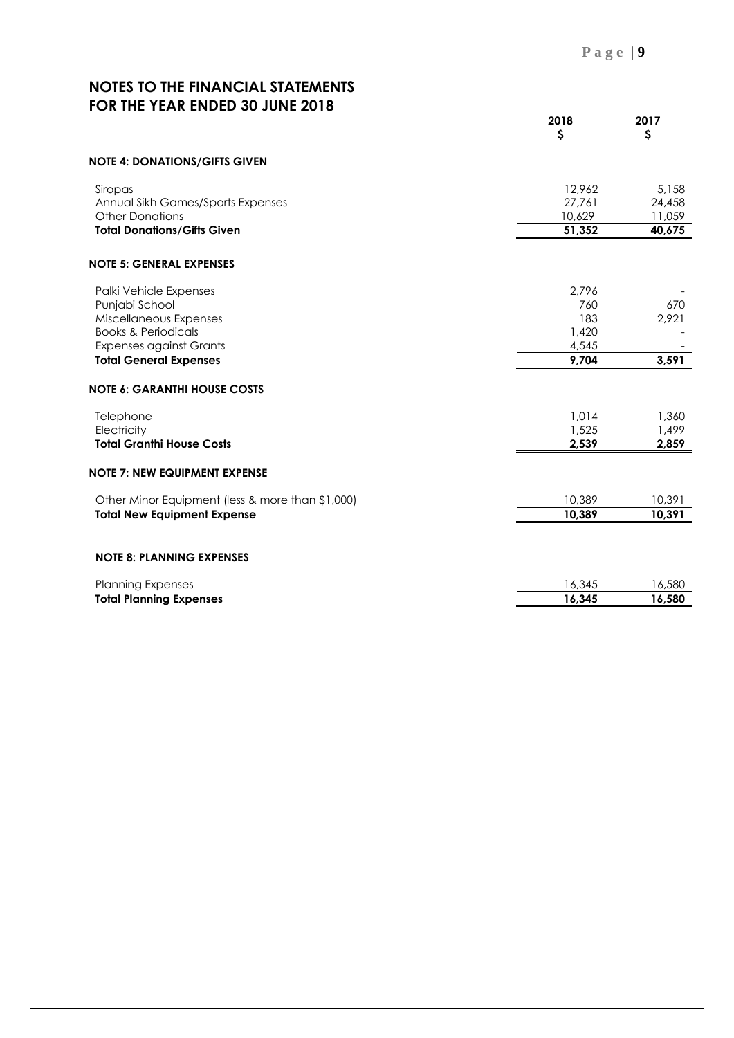# NOTES TO THE FINANCIAL STATEMENTS FOR THE YEAR ENDED 30 JUNE 2018

| | 2018 $ | 2017 $ |
|---|---|---|
| **NOTE 4: DONATIONS/GIFTS GIVEN** | | |
| Siropas | 12,962 | 5,158 |
| Annual Sikh Games/Sports Expenses | 27,761 | 24,458 |
| Other Donations | 10,629 | 11,059 |
| **Total Donations/Gifts Given** | **51,352** | **40,675** |
| **NOTE 5: GENERAL EXPENSES** | | |
| Palki Vehicle Expenses | 2,796 | - |
| Punjabi School | 760 | 670 |
| Miscellaneous Expenses | 183 | 2,921 |
| Books & Periodicals | 1,420 | - |
| Expenses against Grants | 4,545 | - |
| **Total General Expenses** | **9,704** | **3,591** |
| **NOTE 6: GARANTHI HOUSE COSTS** | | |
| Telephone | 1,014 | 1,360 |
| Electricity | 1,525 | 1,499 |
| **Total Granthi House Costs** | **2,539** | **2,859** |
| **NOTE 7: NEW EQUIPMENT EXPENSE** | | |
| Other Minor Equipment (less & more than $1,000) | 10,389 | 10,391 |
| **Total New Equipment Expense** | **10,389** | **10,391** |
| **NOTE 8: PLANNING EXPENSES** | | |
| Planning Expenses | 16,345 | 16,580 |
| **Total Planning Expenses** | **16,345** | **16,580** |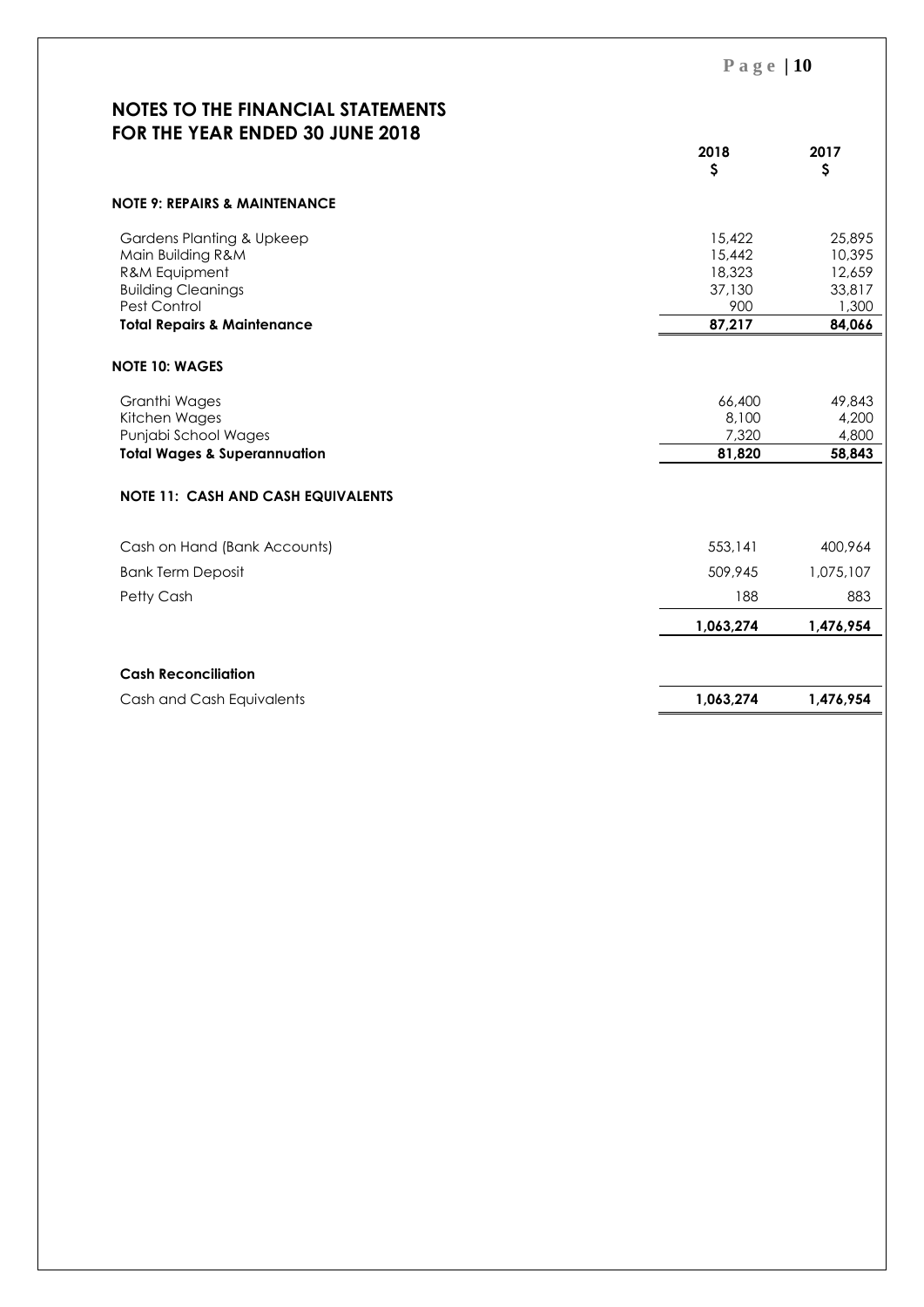## NOTES TO THE FINANCIAL STATEMENTS FOR THE YEAR ENDED 30 JUNE 2018

| | 2018 $ | 2017 $ |
|---|---|---|
| **NOTE 9: REPAIRS & MAINTENANCE** | | |
| Gardens Planting & Upkeep | 15,422 | 25,895 |
| Main Building R&M | 15,442 | 10,395 |
| R&M Equipment | 18,323 | 12,659 |
| Building Cleanings | 37,130 | 33,817 |
| Pest Control | 900 | 1,300 |
| **Total Repairs & Maintenance** | **87,217** | **84,066** |
| **NOTE 10: WAGES** | | |
| Granthi Wages | 66,400 | 49,843 |
| Kitchen Wages | 8,100 | 4,200 |
| Punjabi School Wages | 7,320 | 4,800 |
| **Total Wages & Superannuation** | **81,820** | **58,843** |
| **NOTE 11: CASH AND CASH EQUIVALENTS** | | |
| Cash on Hand (Bank Accounts) | 553,141 | 400,964 |
| Bank Term Deposit | 509,945 | 1,075,107 |
| Petty Cash | 188 | 883 |
| | **1,063,274** | **1,476,954** |
| **Cash Reconciliation** | | |
| Cash and Cash Equivalents | **1,063,274** | **1,476,954** |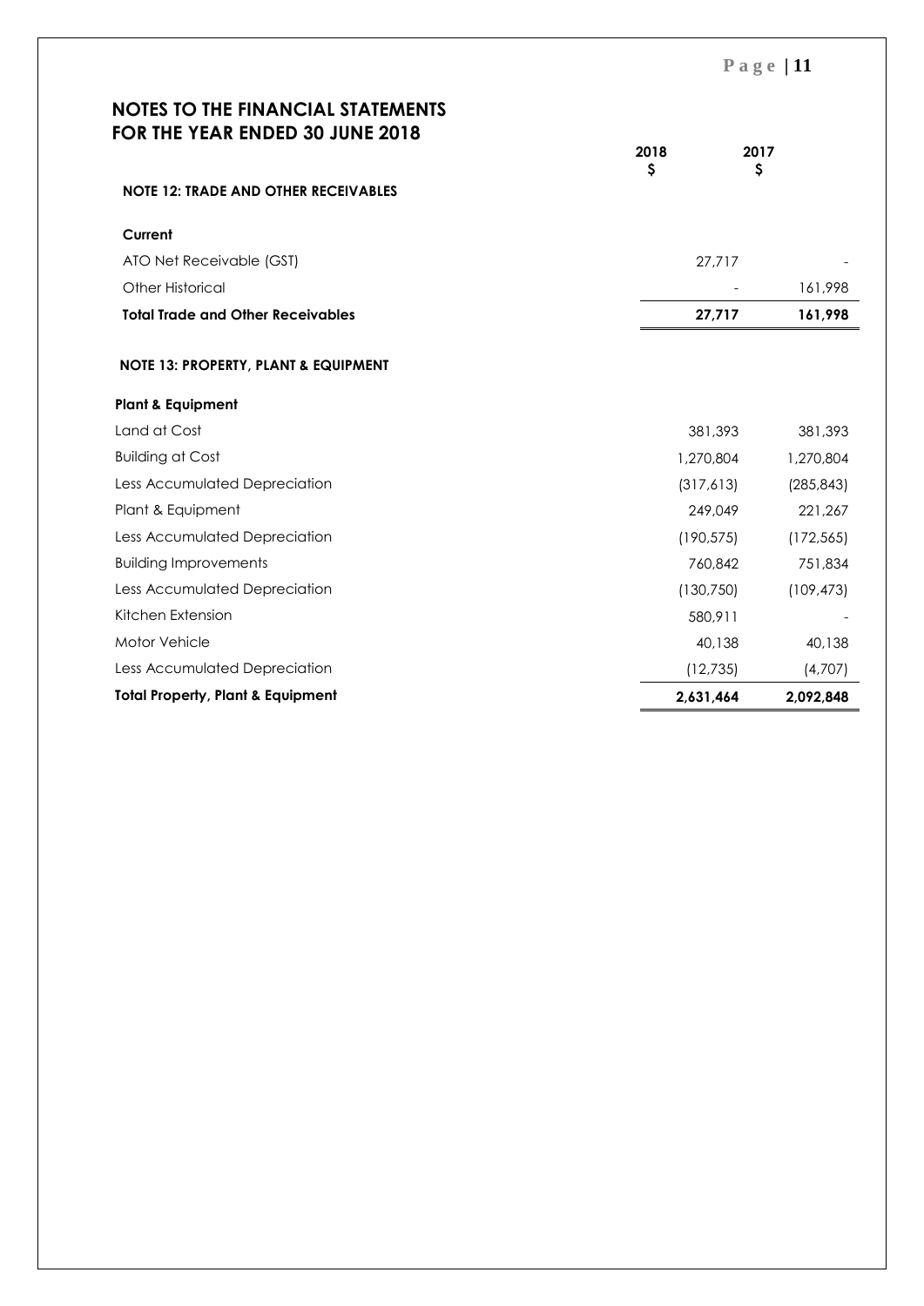## NOTES TO THE FINANCIAL STATEMENTS FOR THE YEAR ENDED 30 JUNE 2018

| | 2018 $ | 2017 $ |
|---|---|---|
| **NOTE 12: TRADE AND OTHER RECEIVABLES** | | |
| **Current** | | |
| ATO Net Receivable (GST) | 27,717 | - |
| Other Historical | - | 161,998 |
| **Total Trade and Other Receivables** | **27,717** | **161,998** |

| | 2018 $ | 2017 $ |
|---|---|---|
| **NOTE 13: PROPERTY, PLANT & EQUIPMENT** | | |
| **Plant & Equipment** | | |
| Land at Cost | 381,393 | 381,393 |
| Building at Cost | 1,270,804 | 1,270,804 |
| Less Accumulated Depreciation | (317,613) | (285,843) |
| Plant & Equipment | 249,049 | 221,267 |
| Less Accumulated Depreciation | (190,575) | (172,565) |
| Building Improvements | 760,842 | 751,834 |
| Less Accumulated Depreciation | (130,750) | (109,473) |
| Kitchen Extension | 580,911 | - |
| Motor Vehicle | 40,138 | 40,138 |
| Less Accumulated Depreciation | (12,735) | (4,707) |
| **Total Property, Plant & Equipment** | **2,631,464** | **2,092,848** |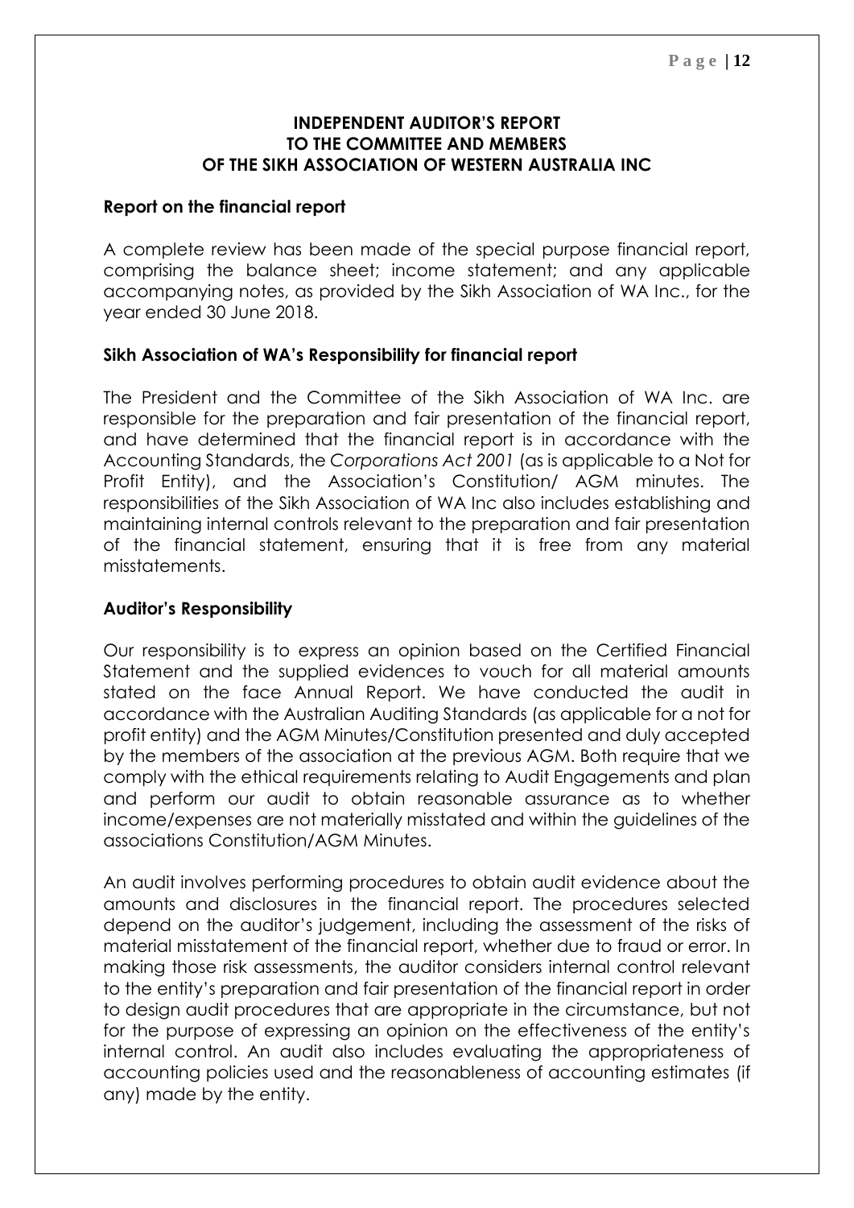# INDEPENDENT AUDITOR'S REPORT
# TO THE COMMITTEE AND MEMBERS
# OF THE SIKH ASSOCIATION OF WESTERN AUSTRALIA INC

## Report on the financial report

A complete review has been made of the special purpose financial report, comprising the balance sheet; income statement; and any applicable accompanying notes, as provided by the Sikh Association of WA Inc., for the year ended 30 June 2018.

## Sikh Association of WA's Responsibility for financial report

The President and the Committee of the Sikh Association of WA Inc. are responsible for the preparation and fair presentation of the financial report, and have determined that the financial report is in accordance with the Accounting Standards, the *Corporations Act 2001* (as is applicable to a Not for Profit Entity), and the Association's Constitution/ AGM minutes. The responsibilities of the Sikh Association of WA Inc also includes establishing and maintaining internal controls relevant to the preparation and fair presentation of the financial statement, ensuring that it is free from any material misstatements.

## Auditor's Responsibility

Our responsibility is to express an opinion based on the Certified Financial Statement and the supplied evidences to vouch for all material amounts stated on the face Annual Report. We have conducted the audit in accordance with the Australian Auditing Standards (as applicable for a not for profit entity) and the AGM Minutes/Constitution presented and duly accepted by the members of the association at the previous AGM. Both require that we comply with the ethical requirements relating to Audit Engagements and plan and perform our audit to obtain reasonable assurance as to whether income/expenses are not materially misstated and within the guidelines of the associations Constitution/AGM Minutes.

An audit involves performing procedures to obtain audit evidence about the amounts and disclosures in the financial report. The procedures selected depend on the auditor's judgement, including the assessment of the risks of material misstatement of the financial report, whether due to fraud or error. In making those risk assessments, the auditor considers internal control relevant to the entity's preparation and fair presentation of the financial report in order to design audit procedures that are appropriate in the circumstance, but not for the purpose of expressing an opinion on the effectiveness of the entity's internal control. An audit also includes evaluating the appropriateness of accounting policies used and the reasonableness of accounting estimates (if any) made by the entity.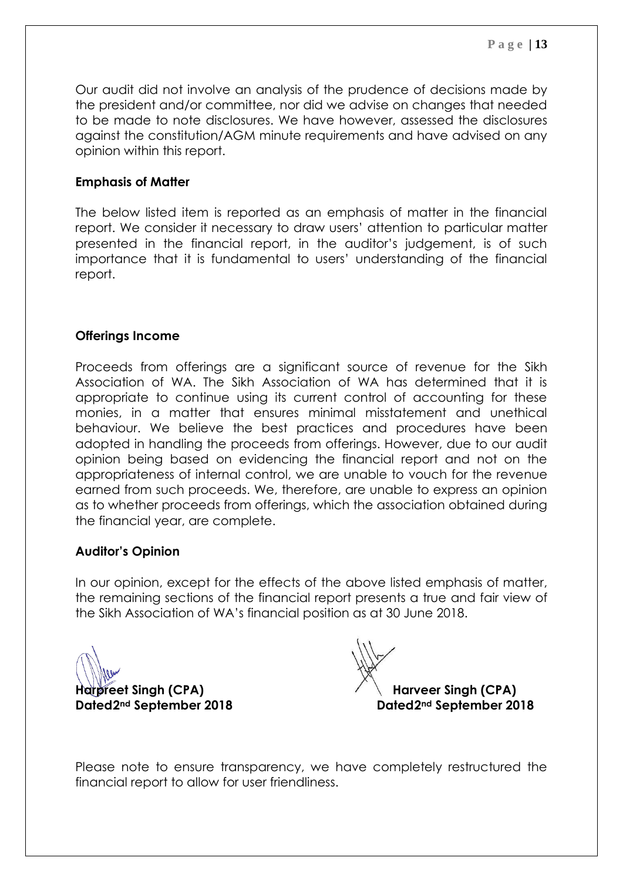Our audit did not involve an analysis of the prudence of decisions made by the president and/or committee, nor did we advise on changes that needed to be made to note disclosures. We have however, assessed the disclosures against the constitution/AGM minute requirements and have advised on any opinion within this report.

### Emphasis of Matter

The below listed item is reported as an emphasis of matter in the financial report. We consider it necessary to draw users' attention to particular matter presented in the financial report, in the auditor's judgement, is of such importance that it is fundamental to users' understanding of the financial report.

### Offerings Income

Proceeds from offerings are a significant source of revenue for the Sikh Association of WA. The Sikh Association of WA has determined that it is appropriate to continue using its current control of accounting for these monies, in a matter that ensures minimal misstatement and unethical behaviour. We believe the best practices and procedures have been adopted in handling the proceeds from offerings. However, due to our audit opinion being based on evidencing the financial report and not on the appropriateness of internal control, we are unable to vouch for the revenue earned from such proceeds. We, therefore, are unable to express an opinion as to whether proceeds from offerings, which the association obtained during the financial year, are complete.

### Auditor's Opinion

In our opinion, except for the effects of the above listed emphasis of matter, the remaining sections of the financial report presents a true and fair view of the Sikh Association of WA's financial position as at 30 June 2018.

**Harpreet Singh (CPA)**
**Dated2nd September 2018**

**Harveer Singh (CPA)**
**Dated2nd September 2018**

Please note to ensure transparency, we have completely restructured the financial report to allow for user friendliness.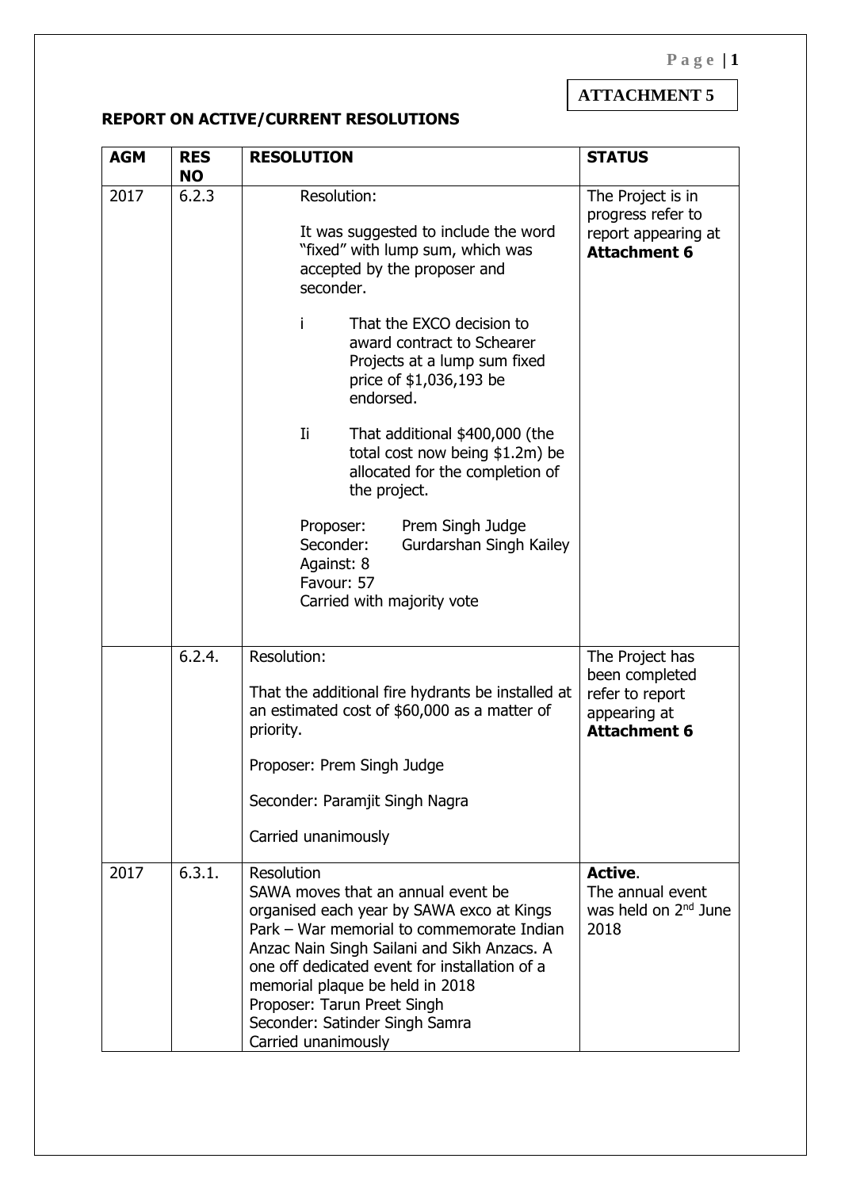**ATTACHMENT 5**

## REPORT ON ACTIVE/CURRENT RESOLUTIONS

| AGM | RES NO | RESOLUTION | STATUS |
|---|---|---|---|
| 2017 | 6.2.3 | Resolution:<br><br>It was suggested to include the word "fixed" with lump sum, which was accepted by the proposer and seconder.<br><br>i That the EXCO decision to award contract to Schearer Projects at a lump sum fixed price of $1,036,193 be endorsed.<br><br>Ii That additional $400,000 (the total cost now being $1.2m) be allocated for the completion of the project.<br><br>Proposer: Prem Singh Judge<br>Seconder: Gurdarshan Singh Kailey<br>Against: 8<br>Favour: 57<br>Carried with majority vote | The Project is in progress refer to report appearing at **Attachment 6** |
| | 6.2.4. | Resolution:<br><br>That the additional fire hydrants be installed at an estimated cost of $60,000 as a matter of priority.<br><br>Proposer: Prem Singh Judge<br><br>Seconder: Paramjit Singh Nagra<br><br>Carried unanimously | The Project has been completed refer to report appearing at **Attachment 6** |
| 2017 | 6.3.1. | Resolution<br>SAWA moves that an annual event be organised each year by SAWA exco at Kings Park – War memorial to commemorate Indian Anzac Nain Singh Sailani and Sikh Anzacs. A one off dedicated event for installation of a memorial plaque be held in 2018<br>Proposer: Tarun Preet Singh<br>Seconder: Satinder Singh Samra<br>Carried unanimously | **Active**.<br>The annual event was held on 2nd June 2018 |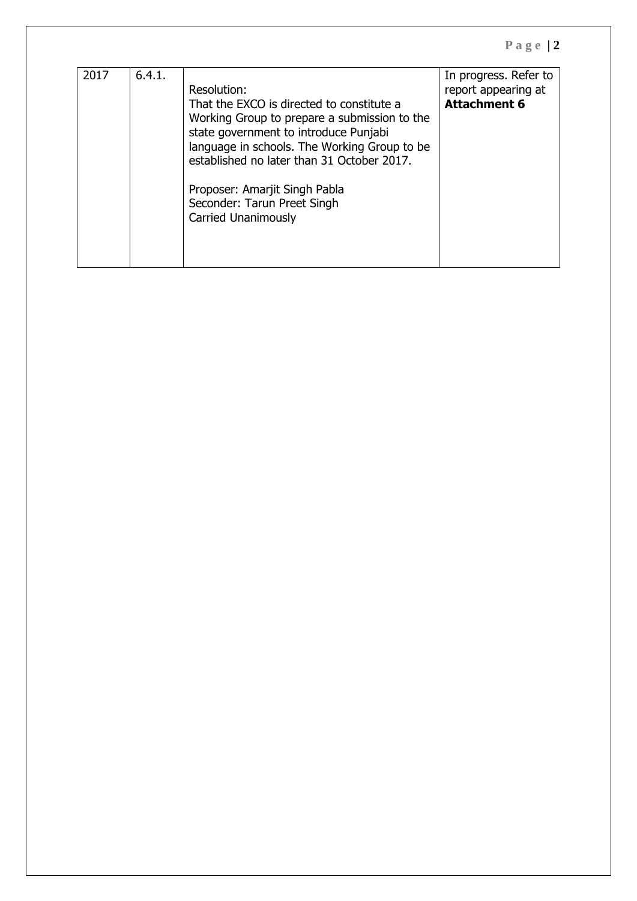| 2017 | 6.4.1. | Resolution:<br>That the EXCO is directed to constitute a Working Group to prepare a submission to the state government to introduce Punjabi language in schools. The Working Group to be established no later than 31 October 2017.<br><br>Proposer: Amarjit Singh Pabla<br>Seconder: Tarun Preet Singh<br>Carried Unanimously | In progress. Refer to report appearing at **Attachment 6** |
|---|---|---|---|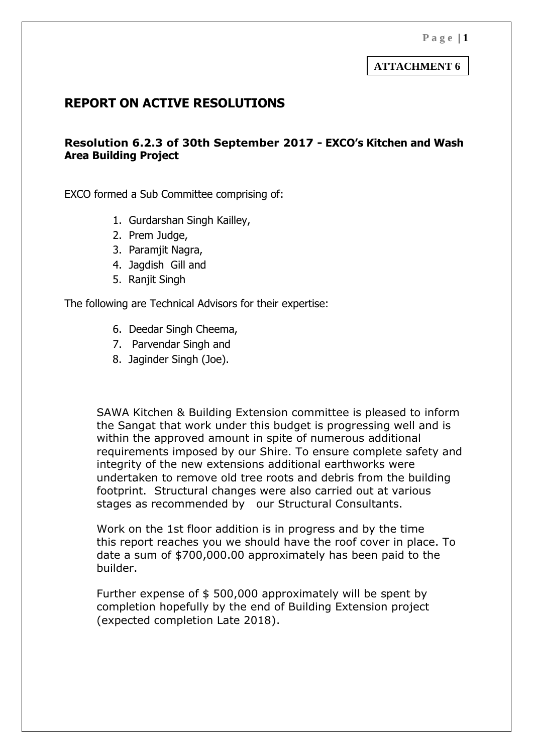ATTACHMENT 6

## REPORT ON ACTIVE RESOLUTIONS

### Resolution 6.2.3 of 30th September 2017 - EXCO's Kitchen and Wash Area Building Project

EXCO formed a Sub Committee comprising of:

1. Gurdarshan Singh Kailley,
2. Prem Judge,
3. Paramjit Nagra,
4. Jagdish Gill and
5. Ranjit Singh

The following are Technical Advisors for their expertise:

6. Deedar Singh Cheema,
7. Parvendar Singh and
8. Jaginder Singh (Joe).

SAWA Kitchen & Building Extension committee is pleased to inform the Sangat that work under this budget is progressing well and is within the approved amount in spite of numerous additional requirements imposed by our Shire. To ensure complete safety and integrity of the new extensions additional earthworks were undertaken to remove old tree roots and debris from the building footprint. Structural changes were also carried out at various stages as recommended by our Structural Consultants.

Work on the 1st floor addition is in progress and by the time this report reaches you we should have the roof cover in place. To date a sum of $700,000.00 approximately has been paid to the builder.

Further expense of $ 500,000 approximately will be spent by completion hopefully by the end of Building Extension project (expected completion Late 2018).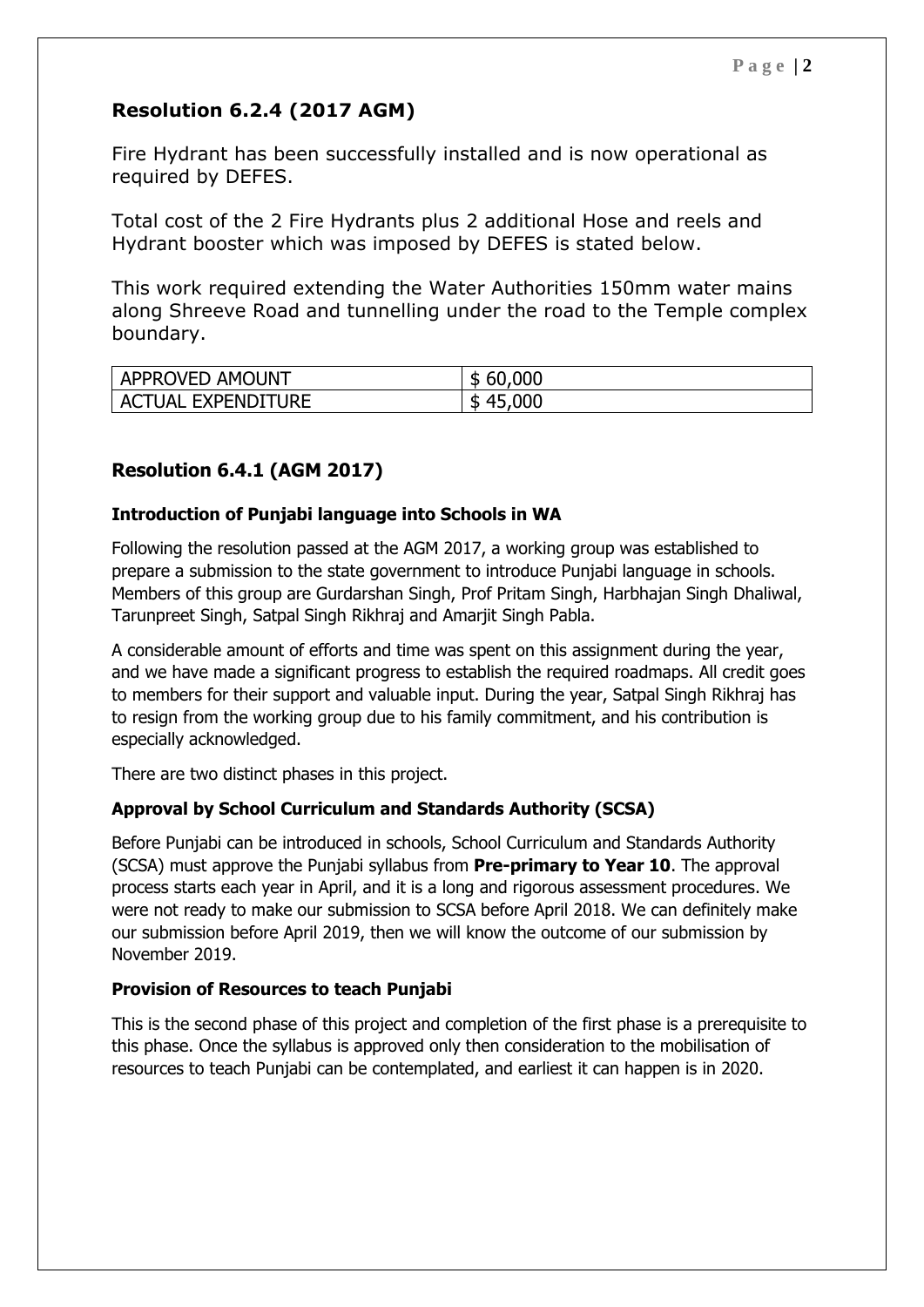## Resolution 6.2.4 (2017 AGM)

Fire Hydrant has been successfully installed and is now operational as required by DEFES.

Total cost of the 2 Fire Hydrants plus 2 additional Hose and reels and Hydrant booster which was imposed by DEFES is stated below.

This work required extending the Water Authorities 150mm water mains along Shreeve Road and tunnelling under the road to the Temple complex boundary.

| | |
|---|---|
| APPROVED AMOUNT | \$ 60,000 |
| ACTUAL EXPENDITURE | \$ 45,000 |

## Resolution 6.4.1 (AGM 2017)

### Introduction of Punjabi language into Schools in WA

Following the resolution passed at the AGM 2017, a working group was established to prepare a submission to the state government to introduce Punjabi language in schools. Members of this group are Gurdarshan Singh, Prof Pritam Singh, Harbhajan Singh Dhaliwal, Tarunpreet Singh, Satpal Singh Rikhraj and Amarjit Singh Pabla.

A considerable amount of efforts and time was spent on this assignment during the year, and we have made a significant progress to establish the required roadmaps. All credit goes to members for their support and valuable input. During the year, Satpal Singh Rikhraj has to resign from the working group due to his family commitment, and his contribution is especially acknowledged.

There are two distinct phases in this project.

### Approval by School Curriculum and Standards Authority (SCSA)

Before Punjabi can be introduced in schools, School Curriculum and Standards Authority (SCSA) must approve the Punjabi syllabus from **Pre-primary to Year 10**. The approval process starts each year in April, and it is a long and rigorous assessment procedures. We were not ready to make our submission to SCSA before April 2018. We can definitely make our submission before April 2019, then we will know the outcome of our submission by November 2019.

### Provision of Resources to teach Punjabi

This is the second phase of this project and completion of the first phase is a prerequisite to this phase. Once the syllabus is approved only then consideration to the mobilisation of resources to teach Punjabi can be contemplated, and earliest it can happen is in 2020.